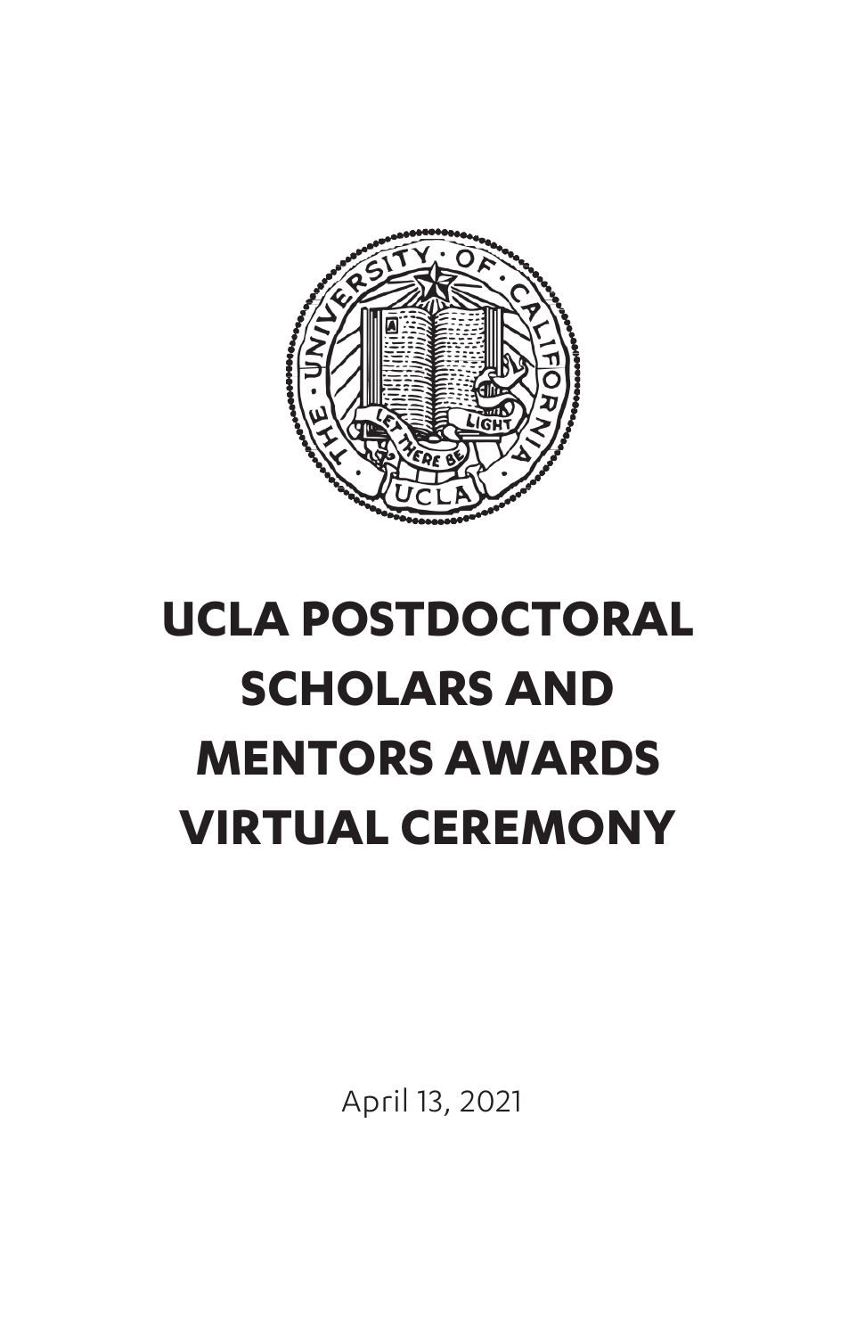# UCLA POSTDOCTORAL SCHOLARS AND MENTORS AWARDS VIRTUAL CEREMONY

April 13, 2021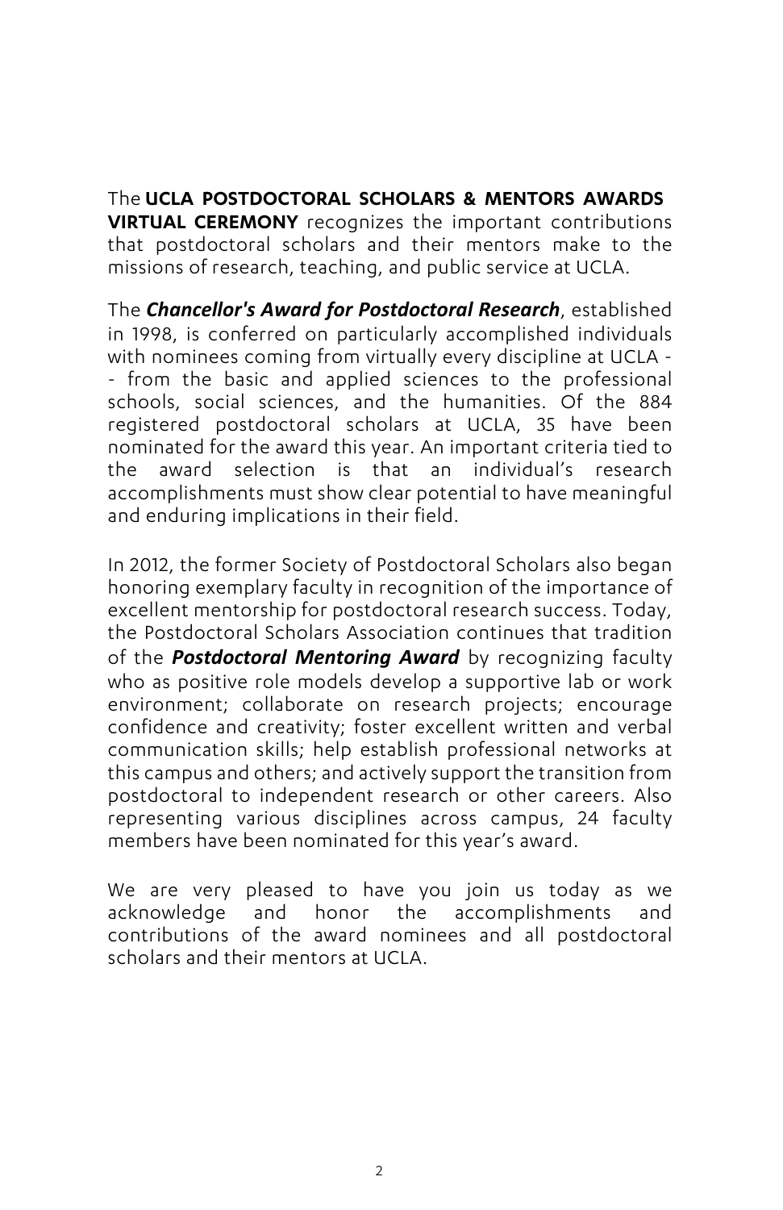The **UCLA POSTDOCTORAL SCHOLARS & MENTORS AWARDS VIRTUAL CEREMONY** recognizes the important contributions that postdoctoral scholars and their mentors make to the missions of research, teaching, and public service at UCLA.

The ***Chancellor's Award for Postdoctoral Research***, established in 1998, is conferred on particularly accomplished individuals with nominees coming from virtually every discipline at UCLA -- from the basic and applied sciences to the professional schools, social sciences, and the humanities. Of the 884 registered postdoctoral scholars at UCLA, 35 have been nominated for the award this year. An important criteria tied to the award selection is that an individual's research accomplishments must show clear potential to have meaningful and enduring implications in their field.

In 2012, the former Society of Postdoctoral Scholars also began honoring exemplary faculty in recognition of the importance of excellent mentorship for postdoctoral research success. Today, the Postdoctoral Scholars Association continues that tradition of the ***Postdoctoral Mentoring Award*** by recognizing faculty who as positive role models develop a supportive lab or work environment; collaborate on research projects; encourage confidence and creativity; foster excellent written and verbal communication skills; help establish professional networks at this campus and others; and actively support the transition from postdoctoral to independent research or other careers. Also representing various disciplines across campus, 24 faculty members have been nominated for this year's award.

We are very pleased to have you join us today as we acknowledge and honor the accomplishments and contributions of the award nominees and all postdoctoral scholars and their mentors at UCLA.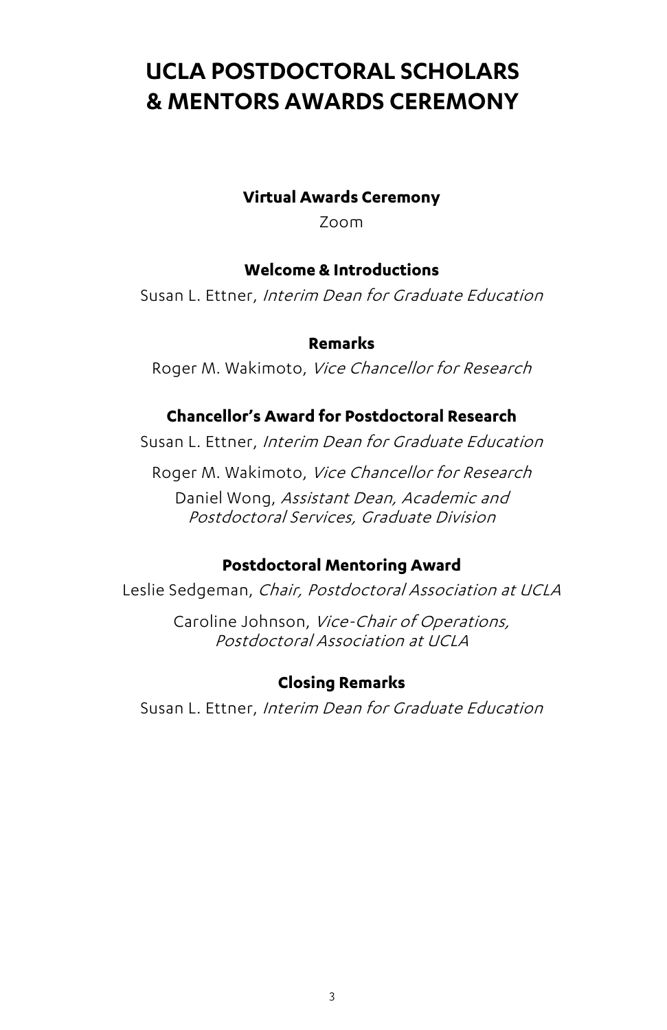# UCLA POSTDOCTORAL SCHOLARS & MENTORS AWARDS CEREMONY

**Virtual Awards Ceremony**

Zoom

**Welcome & Introductions**

Susan L. Ettner, *Interim Dean for Graduate Education*

**Remarks**

Roger M. Wakimoto, *Vice Chancellor for Research*

**Chancellor's Award for Postdoctoral Research**

Susan L. Ettner, *Interim Dean for Graduate Education*

Roger M. Wakimoto, *Vice Chancellor for Research*

Daniel Wong, *Assistant Dean, Academic and Postdoctoral Services, Graduate Division*

**Postdoctoral Mentoring Award**

Leslie Sedgeman, *Chair, Postdoctoral Association at UCLA*

Caroline Johnson, *Vice-Chair of Operations, Postdoctoral Association at UCLA*

**Closing Remarks**

Susan L. Ettner, *Interim Dean for Graduate Education*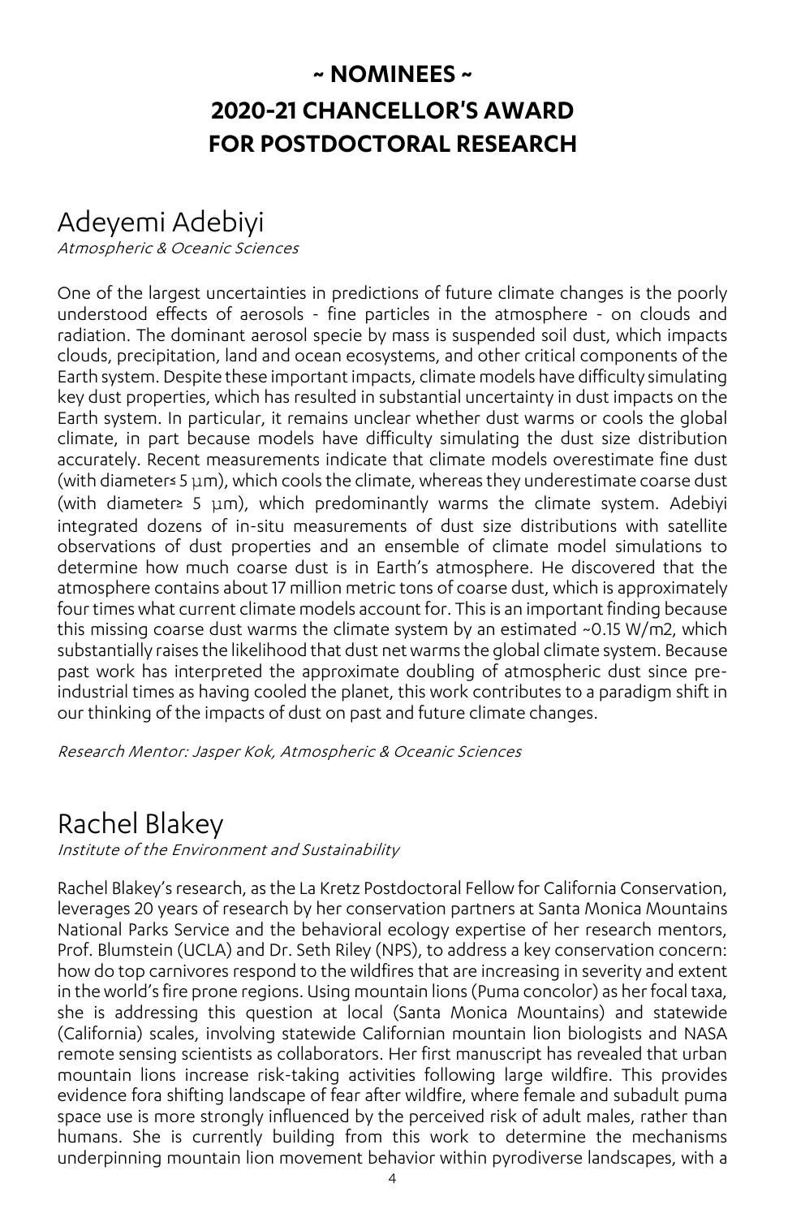# ~ NOMINEES ~

# 2020-21 CHANCELLOR'S AWARD FOR POSTDOCTORAL RESEARCH

## Adeyemi Adebiyi

*Atmospheric & Oceanic Sciences*

One of the largest uncertainties in predictions of future climate changes is the poorly understood effects of aerosols - fine particles in the atmosphere - on clouds and radiation. The dominant aerosol specie by mass is suspended soil dust, which impacts clouds, precipitation, land and ocean ecosystems, and other critical components of the Earth system. Despite these important impacts, climate models have difficulty simulating key dust properties, which has resulted in substantial uncertainty in dust impacts on the Earth system. In particular, it remains unclear whether dust warms or cools the global climate, in part because models have difficulty simulating the dust size distribution accurately. Recent measurements indicate that climate models overestimate fine dust (with diameter $\lesssim 5\ \mu m$), which cools the climate, whereas they underestimate coarse dust (with diameter $\gtrsim 5\ \mu m$), which predominantly warms the climate system. Adebiyi integrated dozens of in-situ measurements of dust size distributions with satellite observations of dust properties and an ensemble of climate model simulations to determine how much coarse dust is in Earth's atmosphere. He discovered that the atmosphere contains about 17 million metric tons of coarse dust, which is approximately four times what current climate models account for. This is an important finding because this missing coarse dust warms the climate system by an estimated ~0.15 W/m2, which substantially raises the likelihood that dust net warms the global climate system. Because past work has interpreted the approximate doubling of atmospheric dust since pre-industrial times as having cooled the planet, this work contributes to a paradigm shift in our thinking of the impacts of dust on past and future climate changes.

*Research Mentor: Jasper Kok, Atmospheric & Oceanic Sciences*

## Rachel Blakey

*Institute of the Environment and Sustainability*

Rachel Blakey's research, as the La Kretz Postdoctoral Fellow for California Conservation, leverages 20 years of research by her conservation partners at Santa Monica Mountains National Parks Service and the behavioral ecology expertise of her research mentors, Prof. Blumstein (UCLA) and Dr. Seth Riley (NPS), to address a key conservation concern: how do top carnivores respond to the wildfires that are increasing in severity and extent in the world's fire prone regions. Using mountain lions (Puma concolor) as her focal taxa, she is addressing this question at local (Santa Monica Mountains) and statewide (California) scales, involving statewide Californian mountain lion biologists and NASA remote sensing scientists as collaborators. Her first manuscript has revealed that urban mountain lions increase risk-taking activities following large wildfire. This provides evidence fora shifting landscape of fear after wildfire, where female and subadult puma space use is more strongly influenced by the perceived risk of adult males, rather than humans. She is currently building from this work to determine the mechanisms underpinning mountain lion movement behavior within pyrodiverse landscapes, with a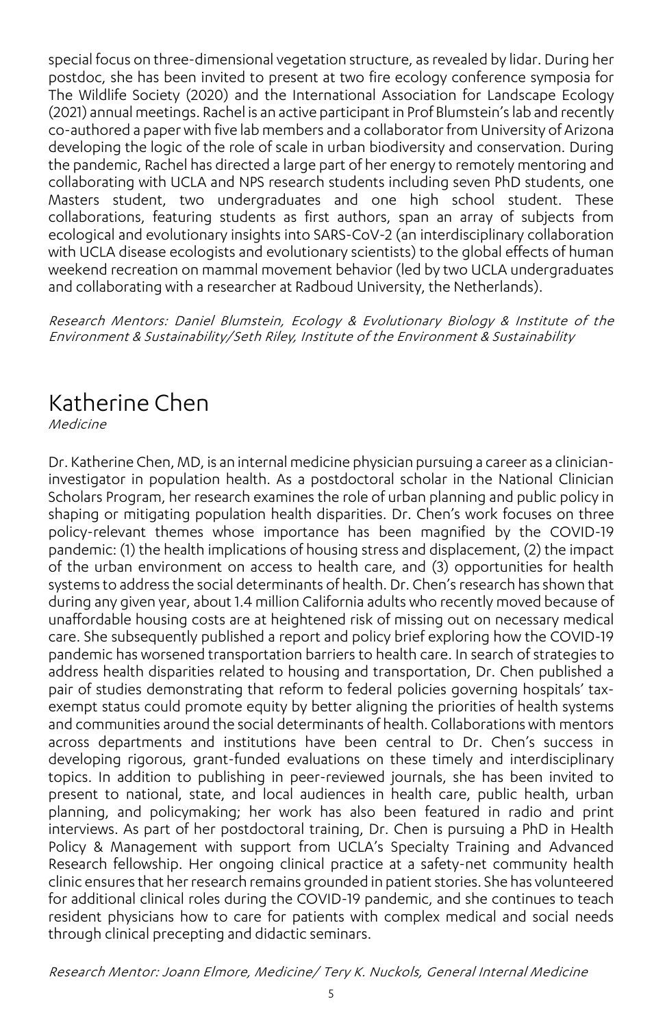special focus on three-dimensional vegetation structure, as revealed by lidar. During her postdoc, she has been invited to present at two fire ecology conference symposia for The Wildlife Society (2020) and the International Association for Landscape Ecology (2021) annual meetings. Rachel is an active participant in Prof Blumstein's lab and recently co-authored a paper with five lab members and a collaborator from University of Arizona developing the logic of the role of scale in urban biodiversity and conservation. During the pandemic, Rachel has directed a large part of her energy to remotely mentoring and collaborating with UCLA and NPS research students including seven PhD students, one Masters student, two undergraduates and one high school student. These collaborations, featuring students as first authors, span an array of subjects from ecological and evolutionary insights into SARS-CoV-2 (an interdisciplinary collaboration with UCLA disease ecologists and evolutionary scientists) to the global effects of human weekend recreation on mammal movement behavior (led by two UCLA undergraduates and collaborating with a researcher at Radboud University, the Netherlands).

*Research Mentors: Daniel Blumstein, Ecology & Evolutionary Biology & Institute of the Environment & Sustainability/Seth Riley, Institute of the Environment & Sustainability*

# Katherine Chen

*Medicine*

Dr. Katherine Chen, MD, is an internal medicine physician pursuing a career as a clinician-investigator in population health. As a postdoctoral scholar in the National Clinician Scholars Program, her research examines the role of urban planning and public policy in shaping or mitigating population health disparities. Dr. Chen's work focuses on three policy-relevant themes whose importance has been magnified by the COVID-19 pandemic: (1) the health implications of housing stress and displacement, (2) the impact of the urban environment on access to health care, and (3) opportunities for health systems to address the social determinants of health. Dr. Chen's research has shown that during any given year, about 1.4 million California adults who recently moved because of unaffordable housing costs are at heightened risk of missing out on necessary medical care. She subsequently published a report and policy brief exploring how the COVID-19 pandemic has worsened transportation barriers to health care. In search of strategies to address health disparities related to housing and transportation, Dr. Chen published a pair of studies demonstrating that reform to federal policies governing hospitals' tax-exempt status could promote equity by better aligning the priorities of health systems and communities around the social determinants of health. Collaborations with mentors across departments and institutions have been central to Dr. Chen's success in developing rigorous, grant-funded evaluations on these timely and interdisciplinary topics. In addition to publishing in peer-reviewed journals, she has been invited to present to national, state, and local audiences in health care, public health, urban planning, and policymaking; her work has also been featured in radio and print interviews. As part of her postdoctoral training, Dr. Chen is pursuing a PhD in Health Policy & Management with support from UCLA's Specialty Training and Advanced Research fellowship. Her ongoing clinical practice at a safety-net community health clinic ensures that her research remains grounded in patient stories. She has volunteered for additional clinical roles during the COVID-19 pandemic, and she continues to teach resident physicians how to care for patients with complex medical and social needs through clinical precepting and didactic seminars.

*Research Mentor: Joann Elmore, Medicine/ Tery K. Nuckols, General Internal Medicine*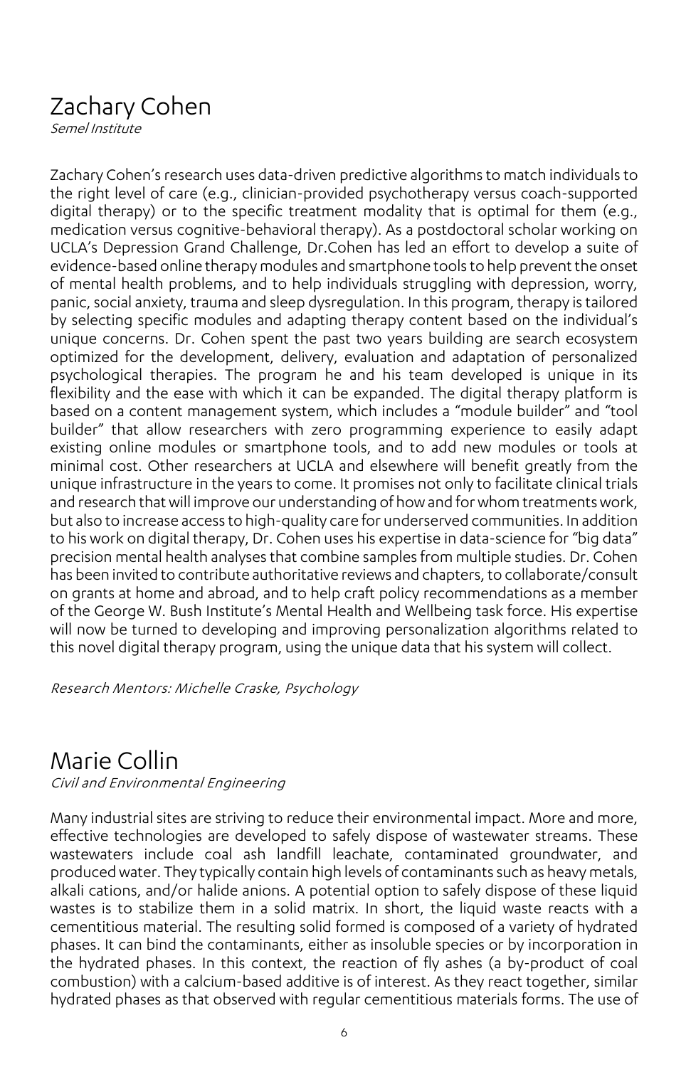# Zachary Cohen

*Semel Institute*

Zachary Cohen's research uses data-driven predictive algorithms to match individuals to the right level of care (e.g., clinician-provided psychotherapy versus coach-supported digital therapy) or to the specific treatment modality that is optimal for them (e.g., medication versus cognitive-behavioral therapy). As a postdoctoral scholar working on UCLA's Depression Grand Challenge, Dr.Cohen has led an effort to develop a suite of evidence-based online therapy modules and smartphone tools to help prevent the onset of mental health problems, and to help individuals struggling with depression, worry, panic, social anxiety, trauma and sleep dysregulation. In this program, therapy is tailored by selecting specific modules and adapting therapy content based on the individual's unique concerns. Dr. Cohen spent the past two years building are search ecosystem optimized for the development, delivery, evaluation and adaptation of personalized psychological therapies. The program he and his team developed is unique in its flexibility and the ease with which it can be expanded. The digital therapy platform is based on a content management system, which includes a "module builder" and "tool builder" that allow researchers with zero programming experience to easily adapt existing online modules or smartphone tools, and to add new modules or tools at minimal cost. Other researchers at UCLA and elsewhere will benefit greatly from the unique infrastructure in the years to come. It promises not only to facilitate clinical trials and research that will improve our understanding of how and for whom treatments work, but also to increase access to high-quality care for underserved communities. In addition to his work on digital therapy, Dr. Cohen uses his expertise in data-science for "big data" precision mental health analyses that combine samples from multiple studies. Dr. Cohen has been invited to contribute authoritative reviews and chapters, to collaborate/consult on grants at home and abroad, and to help craft policy recommendations as a member of the George W. Bush Institute's Mental Health and Wellbeing task force. His expertise will now be turned to developing and improving personalization algorithms related to this novel digital therapy program, using the unique data that his system will collect.

*Research Mentors: Michelle Craske, Psychology*

# Marie Collin

*Civil and Environmental Engineering*

Many industrial sites are striving to reduce their environmental impact. More and more, effective technologies are developed to safely dispose of wastewater streams. These wastewaters include coal ash landfill leachate, contaminated groundwater, and produced water. They typically contain high levels of contaminants such as heavy metals, alkali cations, and/or halide anions. A potential option to safely dispose of these liquid wastes is to stabilize them in a solid matrix. In short, the liquid waste reacts with a cementitious material. The resulting solid formed is composed of a variety of hydrated phases. It can bind the contaminants, either as insoluble species or by incorporation in the hydrated phases. In this context, the reaction of fly ashes (a by-product of coal combustion) with a calcium-based additive is of interest. As they react together, similar hydrated phases as that observed with regular cementitious materials forms. The use of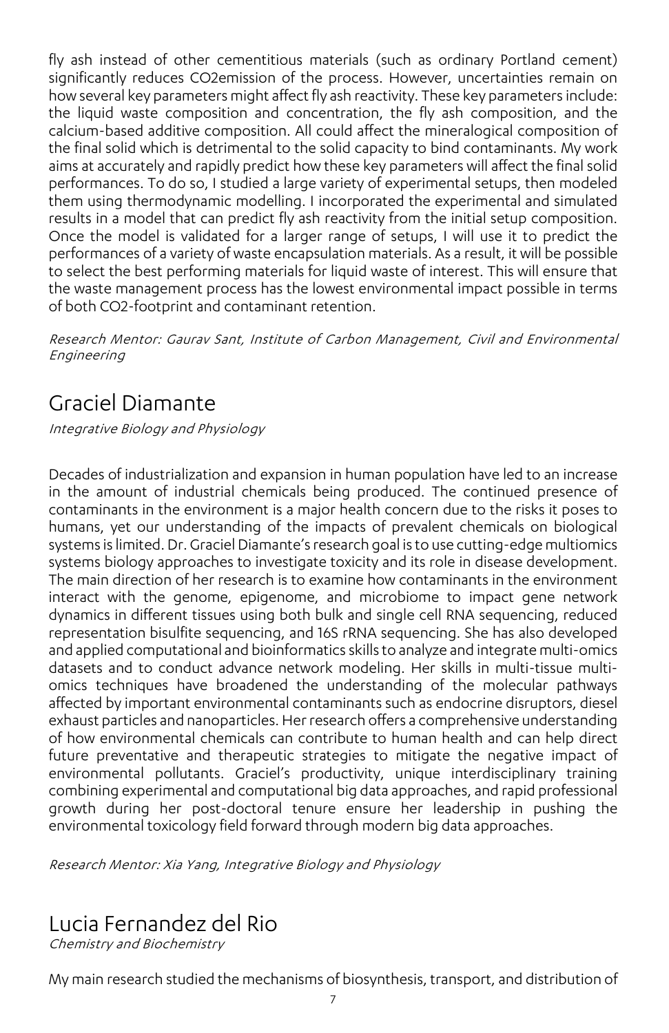fly ash instead of other cementitious materials (such as ordinary Portland cement) significantly reduces $CO_2$emission of the process. However, uncertainties remain on how several key parameters might affect fly ash reactivity. These key parameters include: the liquid waste composition and concentration, the fly ash composition, and the calcium-based additive composition. All could affect the mineralogical composition of the final solid which is detrimental to the solid capacity to bind contaminants. My work aims at accurately and rapidly predict how these key parameters will affect the final solid performances. To do so, I studied a large variety of experimental setups, then modeled them using thermodynamic modelling. I incorporated the experimental and simulated results in a model that can predict fly ash reactivity from the initial setup composition. Once the model is validated for a larger range of setups, I will use it to predict the performances of a variety of waste encapsulation materials. As a result, it will be possible to select the best performing materials for liquid waste of interest. This will ensure that the waste management process has the lowest environmental impact possible in terms of both $CO_2$-footprint and contaminant retention.

*Research Mentor: Gaurav Sant, Institute of Carbon Management, Civil and Environmental Engineering*

## Graciel Diamante

*Integrative Biology and Physiology*

Decades of industrialization and expansion in human population have led to an increase in the amount of industrial chemicals being produced. The continued presence of contaminants in the environment is a major health concern due to the risks it poses to humans, yet our understanding of the impacts of prevalent chemicals on biological systems is limited. Dr. Graciel Diamante's research goal is to use cutting-edge multiomics systems biology approaches to investigate toxicity and its role in disease development. The main direction of her research is to examine how contaminants in the environment interact with the genome, epigenome, and microbiome to impact gene network dynamics in different tissues using both bulk and single cell RNA sequencing, reduced representation bisulfite sequencing, and 16S rRNA sequencing. She has also developed and applied computational and bioinformatics skills to analyze and integrate multi-omics datasets and to conduct advance network modeling. Her skills in multi-tissue multi-omics techniques have broadened the understanding of the molecular pathways affected by important environmental contaminants such as endocrine disruptors, diesel exhaust particles and nanoparticles. Her research offers a comprehensive understanding of how environmental chemicals can contribute to human health and can help direct future preventative and therapeutic strategies to mitigate the negative impact of environmental pollutants. Graciel's productivity, unique interdisciplinary training combining experimental and computational big data approaches, and rapid professional growth during her post-doctoral tenure ensure her leadership in pushing the environmental toxicology field forward through modern big data approaches.

*Research Mentor: Xia Yang, Integrative Biology and Physiology*

## Lucia Fernandez del Rio

*Chemistry and Biochemistry*

My main research studied the mechanisms of biosynthesis, transport, and distribution of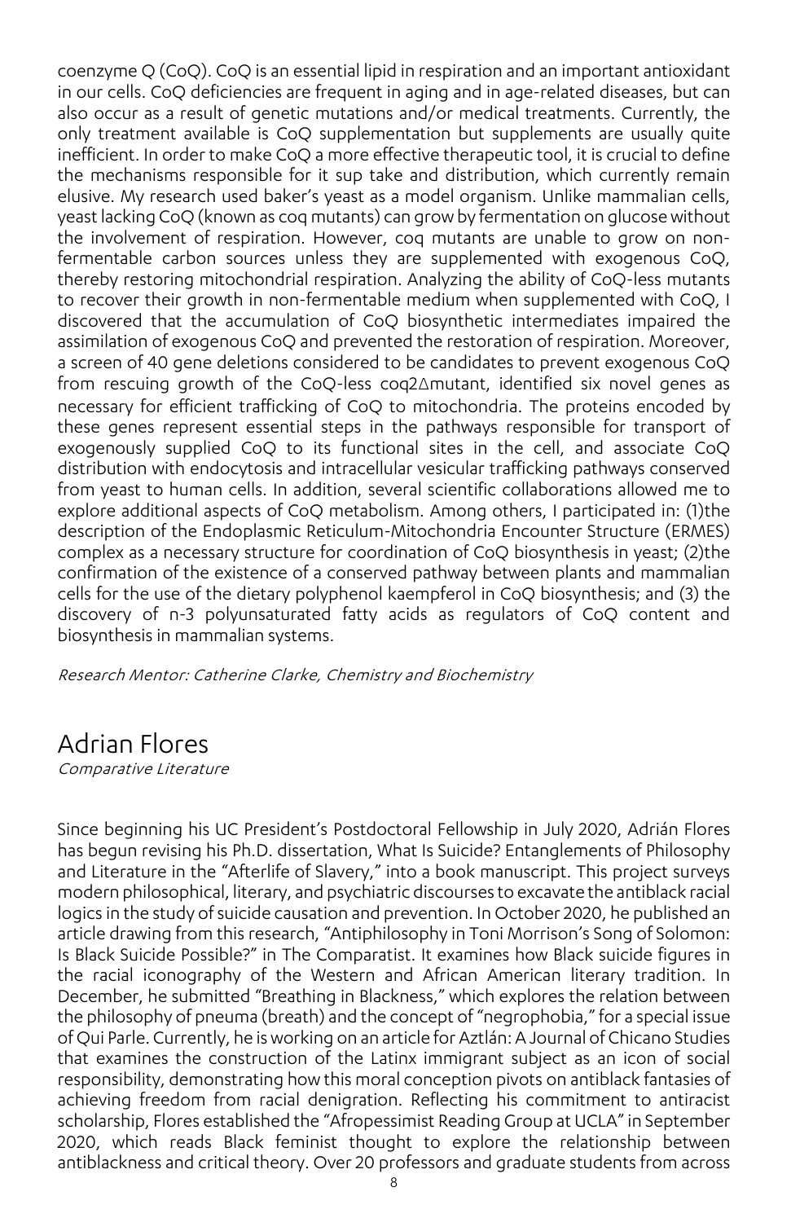coenzyme Q (CoQ). CoQ is an essential lipid in respiration and an important antioxidant in our cells. CoQ deficiencies are frequent in aging and in age-related diseases, but can also occur as a result of genetic mutations and/or medical treatments. Currently, the only treatment available is CoQ supplementation but supplements are usually quite inefficient. In order to make CoQ a more effective therapeutic tool, it is crucial to define the mechanisms responsible for it sup take and distribution, which currently remain elusive. My research used baker's yeast as a model organism. Unlike mammalian cells, yeast lacking CoQ (known as coq mutants) can grow by fermentation on glucose without the involvement of respiration. However, coq mutants are unable to grow on non-fermentable carbon sources unless they are supplemented with exogenous CoQ, thereby restoring mitochondrial respiration. Analyzing the ability of CoQ-less mutants to recover their growth in non-fermentable medium when supplemented with CoQ, I discovered that the accumulation of CoQ biosynthetic intermediates impaired the assimilation of exogenous CoQ and prevented the restoration of respiration. Moreover, a screen of 40 gene deletions considered to be candidates to prevent exogenous CoQ from rescuing growth of the CoQ-less coq2Δmutant, identified six novel genes as necessary for efficient trafficking of CoQ to mitochondria. The proteins encoded by these genes represent essential steps in the pathways responsible for transport of exogenously supplied CoQ to its functional sites in the cell, and associate CoQ distribution with endocytosis and intracellular vesicular trafficking pathways conserved from yeast to human cells. In addition, several scientific collaborations allowed me to explore additional aspects of CoQ metabolism. Among others, I participated in: (1)the description of the Endoplasmic Reticulum-Mitochondria Encounter Structure (ERMES) complex as a necessary structure for coordination of CoQ biosynthesis in yeast; (2)the confirmation of the existence of a conserved pathway between plants and mammalian cells for the use of the dietary polyphenol kaempferol in CoQ biosynthesis; and (3) the discovery of n-3 polyunsaturated fatty acids as regulators of CoQ content and biosynthesis in mammalian systems.

*Research Mentor: Catherine Clarke, Chemistry and Biochemistry*

## Adrian Flores

*Comparative Literature*

Since beginning his UC President's Postdoctoral Fellowship in July 2020, Adrián Flores has begun revising his Ph.D. dissertation, What Is Suicide? Entanglements of Philosophy and Literature in the "Afterlife of Slavery," into a book manuscript. This project surveys modern philosophical, literary, and psychiatric discourses to excavate the antiblack racial logics in the study of suicide causation and prevention. In October 2020, he published an article drawing from this research, "Antiphilosophy in Toni Morrison's Song of Solomon: Is Black Suicide Possible?" in The Comparatist. It examines how Black suicide figures in the racial iconography of the Western and African American literary tradition. In December, he submitted "Breathing in Blackness," which explores the relation between the philosophy of pneuma (breath) and the concept of "negrophobia," for a special issue of Qui Parle. Currently, he is working on an article for Aztlán: A Journal of Chicano Studies that examines the construction of the Latinx immigrant subject as an icon of social responsibility, demonstrating how this moral conception pivots on antiblack fantasies of achieving freedom from racial denigration. Reflecting his commitment to antiracist scholarship, Flores established the "Afropessimist Reading Group at UCLA" in September 2020, which reads Black feminist thought to explore the relationship between antiblackness and critical theory. Over 20 professors and graduate students from across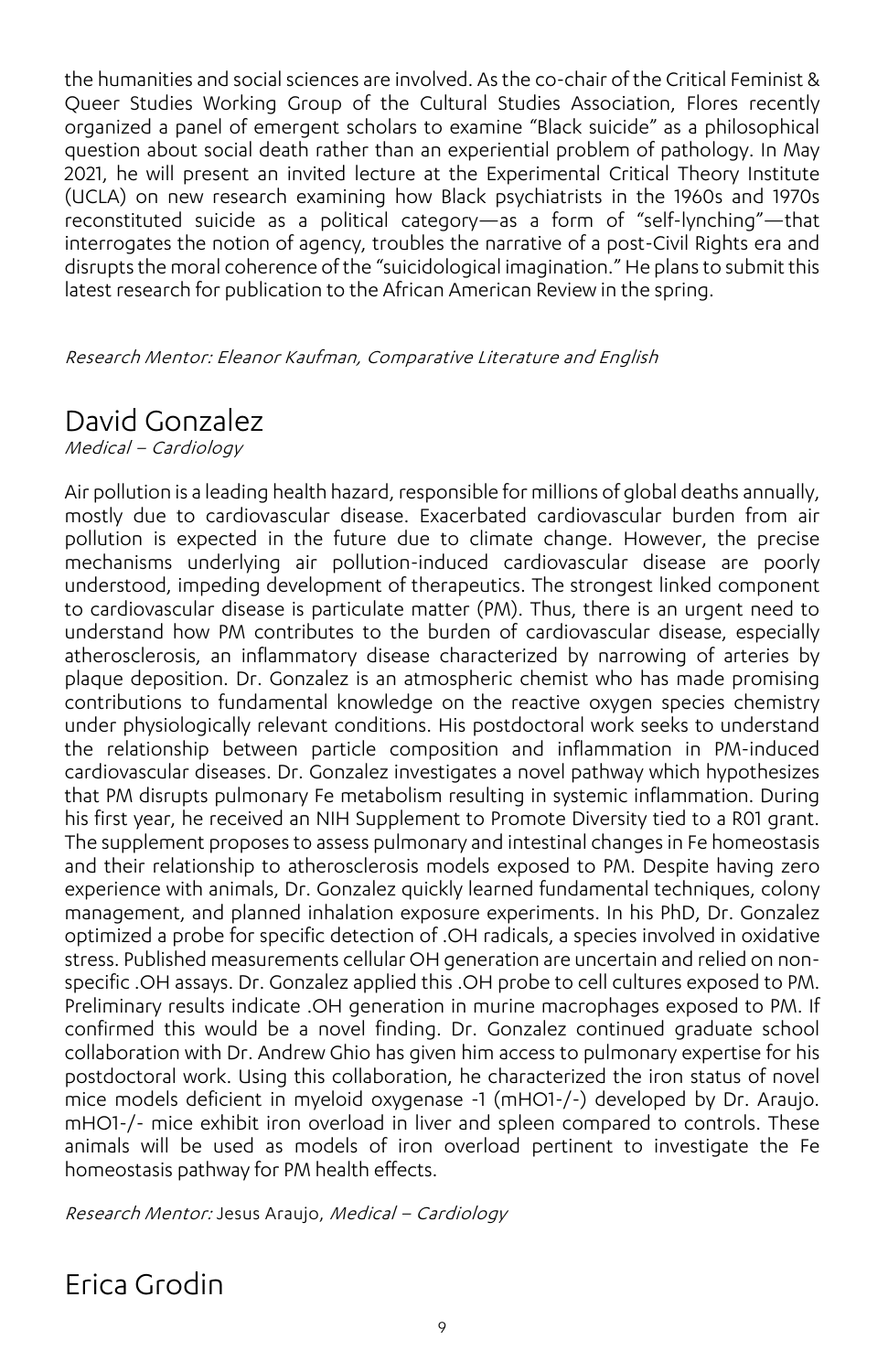the humanities and social sciences are involved. As the co-chair of the Critical Feminist & Queer Studies Working Group of the Cultural Studies Association, Flores recently organized a panel of emergent scholars to examine "Black suicide" as a philosophical question about social death rather than an experiential problem of pathology. In May 2021, he will present an invited lecture at the Experimental Critical Theory Institute (UCLA) on new research examining how Black psychiatrists in the 1960s and 1970s reconstituted suicide as a political category—as a form of "self-lynching"—that interrogates the notion of agency, troubles the narrative of a post-Civil Rights era and disrupts the moral coherence of the "suicidological imagination." He plans to submit this latest research for publication to the African American Review in the spring.

*Research Mentor: Eleanor Kaufman, Comparative Literature and English*

## David Gonzalez

*Medical – Cardiology*

Air pollution is a leading health hazard, responsible for millions of global deaths annually, mostly due to cardiovascular disease. Exacerbated cardiovascular burden from air pollution is expected in the future due to climate change. However, the precise mechanisms underlying air pollution-induced cardiovascular disease are poorly understood, impeding development of therapeutics. The strongest linked component to cardiovascular disease is particulate matter (PM). Thus, there is an urgent need to understand how PM contributes to the burden of cardiovascular disease, especially atherosclerosis, an inflammatory disease characterized by narrowing of arteries by plaque deposition. Dr. Gonzalez is an atmospheric chemist who has made promising contributions to fundamental knowledge on the reactive oxygen species chemistry under physiologically relevant conditions. His postdoctoral work seeks to understand the relationship between particle composition and inflammation in PM-induced cardiovascular diseases. Dr. Gonzalez investigates a novel pathway which hypothesizes that PM disrupts pulmonary Fe metabolism resulting in systemic inflammation. During his first year, he received an NIH Supplement to Promote Diversity tied to a R01 grant. The supplement proposes to assess pulmonary and intestinal changes in Fe homeostasis and their relationship to atherosclerosis models exposed to PM. Despite having zero experience with animals, Dr. Gonzalez quickly learned fundamental techniques, colony management, and planned inhalation exposure experiments. In his PhD, Dr. Gonzalez optimized a probe for specific detection of .OH radicals, a species involved in oxidative stress. Published measurements cellular OH generation are uncertain and relied on non-specific .OH assays. Dr. Gonzalez applied this .OH probe to cell cultures exposed to PM. Preliminary results indicate .OH generation in murine macrophages exposed to PM. If confirmed this would be a novel finding. Dr. Gonzalez continued graduate school collaboration with Dr. Andrew Ghio has given him access to pulmonary expertise for his postdoctoral work. Using this collaboration, he characterized the iron status of novel mice models deficient in myeloid oxygenase -1 (mHO1-/-) developed by Dr. Araujo. mHO1-/- mice exhibit iron overload in liver and spleen compared to controls. These animals will be used as models of iron overload pertinent to investigate the Fe homeostasis pathway for PM health effects.

*Research Mentor:* Jesus Araujo, *Medical – Cardiology*

## Erica Grodin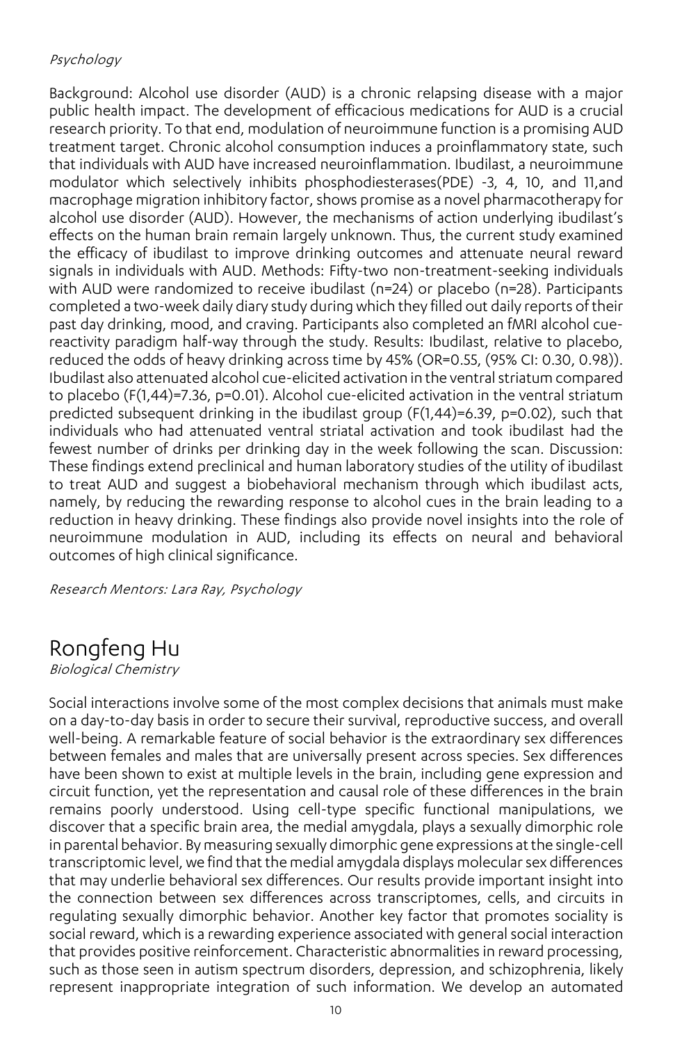*Psychology*

Background: Alcohol use disorder (AUD) is a chronic relapsing disease with a major public health impact. The development of efficacious medications for AUD is a crucial research priority. To that end, modulation of neuroimmune function is a promising AUD treatment target. Chronic alcohol consumption induces a proinflammatory state, such that individuals with AUD have increased neuroinflammation. Ibudilast, a neuroimmune modulator which selectively inhibits phosphodiesterases(PDE) -3, 4, 10, and 11,and macrophage migration inhibitory factor, shows promise as a novel pharmacotherapy for alcohol use disorder (AUD). However, the mechanisms of action underlying ibudilast's effects on the human brain remain largely unknown. Thus, the current study examined the efficacy of ibudilast to improve drinking outcomes and attenuate neural reward signals in individuals with AUD. Methods: Fifty-two non-treatment-seeking individuals with AUD were randomized to receive ibudilast (n=24) or placebo (n=28). Participants completed a two-week daily diary study during which they filled out daily reports of their past day drinking, mood, and craving. Participants also completed an fMRI alcohol cue-reactivity paradigm half-way through the study. Results: Ibudilast, relative to placebo, reduced the odds of heavy drinking across time by 45% (OR=0.55, (95% CI: 0.30, 0.98)). Ibudilast also attenuated alcohol cue-elicited activation in the ventral striatum compared to placebo ($F(1,44)=7.36$, $p=0.01$). Alcohol cue-elicited activation in the ventral striatum predicted subsequent drinking in the ibudilast group ($F(1,44)=6.39$, $p=0.02$), such that individuals who had attenuated ventral striatal activation and took ibudilast had the fewest number of drinks per drinking day in the week following the scan. Discussion: These findings extend preclinical and human laboratory studies of the utility of ibudilast to treat AUD and suggest a biobehavioral mechanism through which ibudilast acts, namely, by reducing the rewarding response to alcohol cues in the brain leading to a reduction in heavy drinking. These findings also provide novel insights into the role of neuroimmune modulation in AUD, including its effects on neural and behavioral outcomes of high clinical significance.

*Research Mentors: Lara Ray, Psychology*

## Rongfeng Hu

*Biological Chemistry*

Social interactions involve some of the most complex decisions that animals must make on a day-to-day basis in order to secure their survival, reproductive success, and overall well-being. A remarkable feature of social behavior is the extraordinary sex differences between females and males that are universally present across species. Sex differences have been shown to exist at multiple levels in the brain, including gene expression and circuit function, yet the representation and causal role of these differences in the brain remains poorly understood. Using cell-type specific functional manipulations, we discover that a specific brain area, the medial amygdala, plays a sexually dimorphic role in parental behavior. By measuring sexually dimorphic gene expressions at the single-cell transcriptomic level, we find that the medial amygdala displays molecular sex differences that may underlie behavioral sex differences. Our results provide important insight into the connection between sex differences across transcriptomes, cells, and circuits in regulating sexually dimorphic behavior. Another key factor that promotes sociality is social reward, which is a rewarding experience associated with general social interaction that provides positive reinforcement. Characteristic abnormalities in reward processing, such as those seen in autism spectrum disorders, depression, and schizophrenia, likely represent inappropriate integration of such information. We develop an automated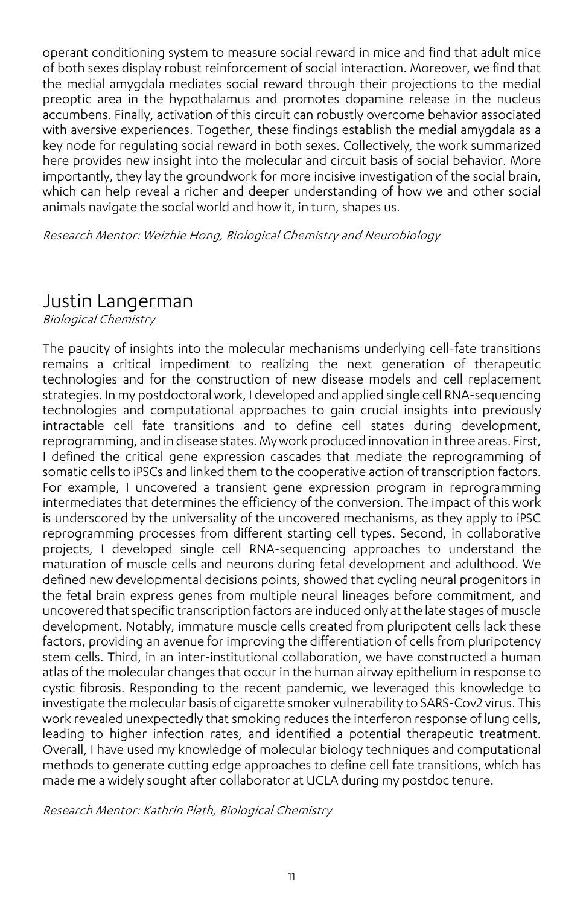operant conditioning system to measure social reward in mice and find that adult mice of both sexes display robust reinforcement of social interaction. Moreover, we find that the medial amygdala mediates social reward through their projections to the medial preoptic area in the hypothalamus and promotes dopamine release in the nucleus accumbens. Finally, activation of this circuit can robustly overcome behavior associated with aversive experiences. Together, these findings establish the medial amygdala as a key node for regulating social reward in both sexes. Collectively, the work summarized here provides new insight into the molecular and circuit basis of social behavior. More importantly, they lay the groundwork for more incisive investigation of the social brain, which can help reveal a richer and deeper understanding of how we and other social animals navigate the social world and how it, in turn, shapes us.

*Research Mentor: Weizhie Hong, Biological Chemistry and Neurobiology*

## Justin Langerman

*Biological Chemistry*

The paucity of insights into the molecular mechanisms underlying cell-fate transitions remains a critical impediment to realizing the next generation of therapeutic technologies and for the construction of new disease models and cell replacement strategies. In my postdoctoral work, I developed and applied single cell RNA-sequencing technologies and computational approaches to gain crucial insights into previously intractable cell fate transitions and to define cell states during development, reprogramming, and in disease states. My work produced innovation in three areas. First, I defined the critical gene expression cascades that mediate the reprogramming of somatic cells to iPSCs and linked them to the cooperative action of transcription factors. For example, I uncovered a transient gene expression program in reprogramming intermediates that determines the efficiency of the conversion. The impact of this work is underscored by the universality of the uncovered mechanisms, as they apply to iPSC reprogramming processes from different starting cell types. Second, in collaborative projects, I developed single cell RNA-sequencing approaches to understand the maturation of muscle cells and neurons during fetal development and adulthood. We defined new developmental decisions points, showed that cycling neural progenitors in the fetal brain express genes from multiple neural lineages before commitment, and uncovered that specific transcription factors are induced only at the late stages of muscle development. Notably, immature muscle cells created from pluripotent cells lack these factors, providing an avenue for improving the differentiation of cells from pluripotency stem cells. Third, in an inter-institutional collaboration, we have constructed a human atlas of the molecular changes that occur in the human airway epithelium in response to cystic fibrosis. Responding to the recent pandemic, we leveraged this knowledge to investigate the molecular basis of cigarette smoker vulnerability to SARS-Cov2 virus. This work revealed unexpectedly that smoking reduces the interferon response of lung cells, leading to higher infection rates, and identified a potential therapeutic treatment. Overall, I have used my knowledge of molecular biology techniques and computational methods to generate cutting edge approaches to define cell fate transitions, which has made me a widely sought after collaborator at UCLA during my postdoc tenure.

*Research Mentor: Kathrin Plath, Biological Chemistry*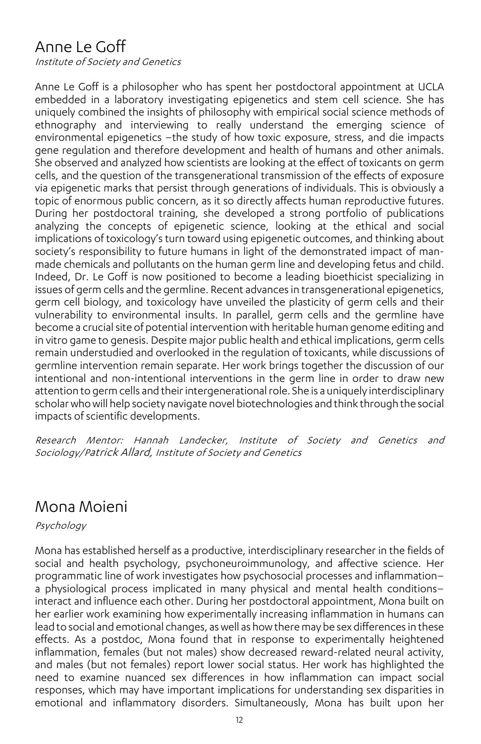## Anne Le Goff

*Institute of Society and Genetics*

Anne Le Goff is a philosopher who has spent her postdoctoral appointment at UCLA embedded in a laboratory investigating epigenetics and stem cell science. She has uniquely combined the insights of philosophy with empirical social science methods of ethnography and interviewing to really understand the emerging science of environmental epigenetics –the study of how toxic exposure, stress, and die impacts gene regulation and therefore development and health of humans and other animals. She observed and analyzed how scientists are looking at the effect of toxicants on germ cells, and the question of the transgenerational transmission of the effects of exposure via epigenetic marks that persist through generations of individuals. This is obviously a topic of enormous public concern, as it so directly affects human reproductive futures. During her postdoctoral training, she developed a strong portfolio of publications analyzing the concepts of epigenetic science, looking at the ethical and social implications of toxicology's turn toward using epigenetic outcomes, and thinking about society's responsibility to future humans in light of the demonstrated impact of man-made chemicals and pollutants on the human germ line and developing fetus and child. Indeed, Dr. Le Goff is now positioned to become a leading bioethicist specializing in issues of germ cells and the germline. Recent advances in transgenerational epigenetics, germ cell biology, and toxicology have unveiled the plasticity of germ cells and their vulnerability to environmental insults. In parallel, germ cells and the germline have become a crucial site of potential intervention with heritable human genome editing and in vitro game to genesis. Despite major public health and ethical implications, germ cells remain understudied and overlooked in the regulation of toxicants, while discussions of germline intervention remain separate. Her work brings together the discussion of our intentional and non-intentional interventions in the germ line in order to draw new attention to germ cells and their intergenerational role. She is a uniquely interdisciplinary scholar who will help society navigate novel biotechnologies and think through the social impacts of scientific developments.

*Research Mentor: Hannah Landecker, Institute of Society and Genetics and Sociology/Patrick Allard, Institute of Society and Genetics*

## Mona Moieni

*Psychology*

Mona has established herself as a productive, interdisciplinary researcher in the fields of social and health psychology, psychoneuroimmunology, and affective science. Her programmatic line of work investigates how psychosocial processes and inflammation–a physiological process implicated in many physical and mental health conditions–interact and influence each other. During her postdoctoral appointment, Mona built on her earlier work examining how experimentally increasing inflammation in humans can lead to social and emotional changes, as well as how there may be sex differences in these effects. As a postdoc, Mona found that in response to experimentally heightened inflammation, females (but not males) show decreased reward-related neural activity, and males (but not females) report lower social status. Her work has highlighted the need to examine nuanced sex differences in how inflammation can impact social responses, which may have important implications for understanding sex disparities in emotional and inflammatory disorders. Simultaneously, Mona has built upon her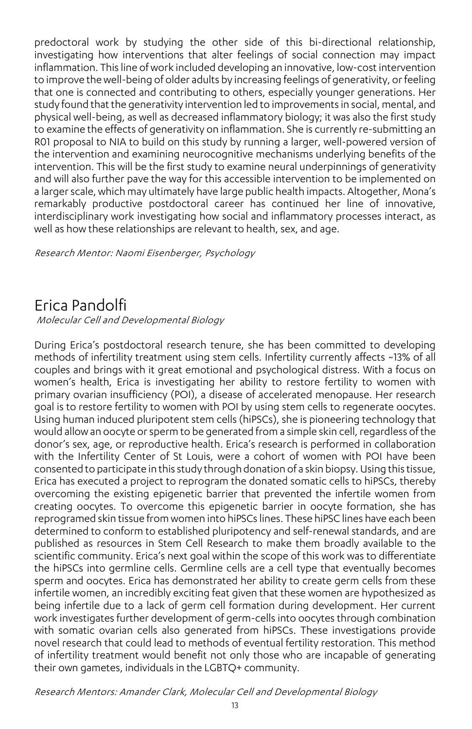predoctoral work by studying the other side of this bi-directional relationship, investigating how interventions that alter feelings of social connection may impact inflammation. This line of work included developing an innovative, low-cost intervention to improve the well-being of older adults by increasing feelings of generativity, or feeling that one is connected and contributing to others, especially younger generations. Her study found that the generativity intervention led to improvements in social, mental, and physical well-being, as well as decreased inflammatory biology; it was also the first study to examine the effects of generativity on inflammation. She is currently re-submitting an R01 proposal to NIA to build on this study by running a larger, well-powered version of the intervention and examining neurocognitive mechanisms underlying benefits of the intervention. This will be the first study to examine neural underpinnings of generativity and will also further pave the way for this accessible intervention to be implemented on a larger scale, which may ultimately have large public health impacts. Altogether, Mona's remarkably productive postdoctoral career has continued her line of innovative, interdisciplinary work investigating how social and inflammatory processes interact, as well as how these relationships are relevant to health, sex, and age.

*Research Mentor: Naomi Eisenberger, Psychology*

# Erica Pandolfi

*Molecular Cell and Developmental Biology*

During Erica's postdoctoral research tenure, she has been committed to developing methods of infertility treatment using stem cells. Infertility currently affects ~13% of all couples and brings with it great emotional and psychological distress. With a focus on women's health, Erica is investigating her ability to restore fertility to women with primary ovarian insufficiency (POI), a disease of accelerated menopause. Her research goal is to restore fertility to women with POI by using stem cells to regenerate oocytes. Using human induced pluripotent stem cells (hiPSCs), she is pioneering technology that would allow an oocyte or sperm to be generated from a simple skin cell, regardless of the donor's sex, age, or reproductive health. Erica's research is performed in collaboration with the Infertility Center of St Louis, were a cohort of women with POI have been consented to participate in this study through donation of a skin biopsy. Using this tissue, Erica has executed a project to reprogram the donated somatic cells to hiPSCs, thereby overcoming the existing epigenetic barrier that prevented the infertile women from creating oocytes. To overcome this epigenetic barrier in oocyte formation, she has reprogramed skin tissue from women into hiPSCs lines. These hiPSC lines have each been determined to conform to established pluripotency and self-renewal standards, and are published as resources in Stem Cell Research to make them broadly available to the scientific community. Erica's next goal within the scope of this work was to differentiate the hiPSCs into germline cells. Germline cells are a cell type that eventually becomes sperm and oocytes. Erica has demonstrated her ability to create germ cells from these infertile women, an incredibly exciting feat given that these women are hypothesized as being infertile due to a lack of germ cell formation during development. Her current work investigates further development of germ-cells into oocytes through combination with somatic ovarian cells also generated from hiPSCs. These investigations provide novel research that could lead to methods of eventual fertility restoration. This method of infertility treatment would benefit not only those who are incapable of generating their own gametes, individuals in the LGBTQ+ community.

*Research Mentors: Amander Clark, Molecular Cell and Developmental Biology*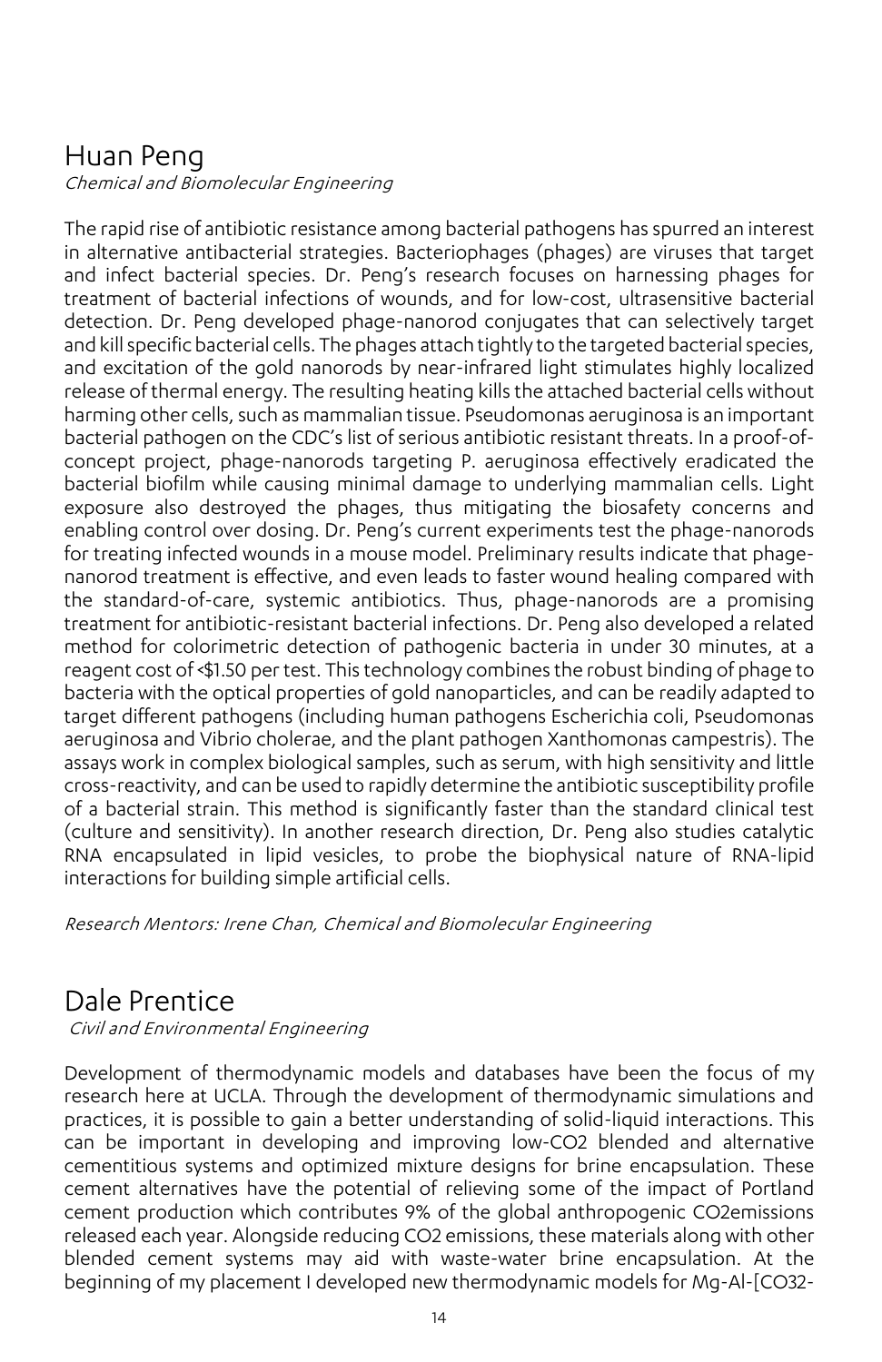## Huan Peng

*Chemical and Biomolecular Engineering*

The rapid rise of antibiotic resistance among bacterial pathogens has spurred an interest in alternative antibacterial strategies. Bacteriophages (phages) are viruses that target and infect bacterial species. Dr. Peng's research focuses on harnessing phages for treatment of bacterial infections of wounds, and for low-cost, ultrasensitive bacterial detection. Dr. Peng developed phage-nanorod conjugates that can selectively target and kill specific bacterial cells. The phages attach tightly to the targeted bacterial species, and excitation of the gold nanorods by near-infrared light stimulates highly localized release of thermal energy. The resulting heating kills the attached bacterial cells without harming other cells, such as mammalian tissue. Pseudomonas aeruginosa is an important bacterial pathogen on the CDC's list of serious antibiotic resistant threats. In a proof-of-concept project, phage-nanorods targeting P. aeruginosa effectively eradicated the bacterial biofilm while causing minimal damage to underlying mammalian cells. Light exposure also destroyed the phages, thus mitigating the biosafety concerns and enabling control over dosing. Dr. Peng's current experiments test the phage-nanorods for treating infected wounds in a mouse model. Preliminary results indicate that phage-nanorod treatment is effective, and even leads to faster wound healing compared with the standard-of-care, systemic antibiotics. Thus, phage-nanorods are a promising treatment for antibiotic-resistant bacterial infections. Dr. Peng also developed a related method for colorimetric detection of pathogenic bacteria in under 30 minutes, at a reagent cost of <$1.50 per test. This technology combines the robust binding of phage to bacteria with the optical properties of gold nanoparticles, and can be readily adapted to target different pathogens (including human pathogens Escherichia coli, Pseudomonas aeruginosa and Vibrio cholerae, and the plant pathogen Xanthomonas campestris). The assays work in complex biological samples, such as serum, with high sensitivity and little cross-reactivity, and can be used to rapidly determine the antibiotic susceptibility profile of a bacterial strain. This method is significantly faster than the standard clinical test (culture and sensitivity). In another research direction, Dr. Peng also studies catalytic RNA encapsulated in lipid vesicles, to probe the biophysical nature of RNA-lipid interactions for building simple artificial cells.

*Research Mentors: Irene Chan, Chemical and Biomolecular Engineering*

## Dale Prentice

*Civil and Environmental Engineering*

Development of thermodynamic models and databases have been the focus of my research here at UCLA. Through the development of thermodynamic simulations and practices, it is possible to gain a better understanding of solid-liquid interactions. This can be important in developing and improving low-$CO_2$ blended and alternative cementitious systems and optimized mixture designs for brine encapsulation. These cement alternatives have the potential of relieving some of the impact of Portland cement production which contributes 9% of the global anthropogenic $CO_2$emissions released each year. Alongside reducing $CO_2$ emissions, these materials along with other blended cement systems may aid with waste-water brine encapsulation. At the beginning of my placement I developed new thermodynamic models for Mg-Al-[$CO_3^{2-}$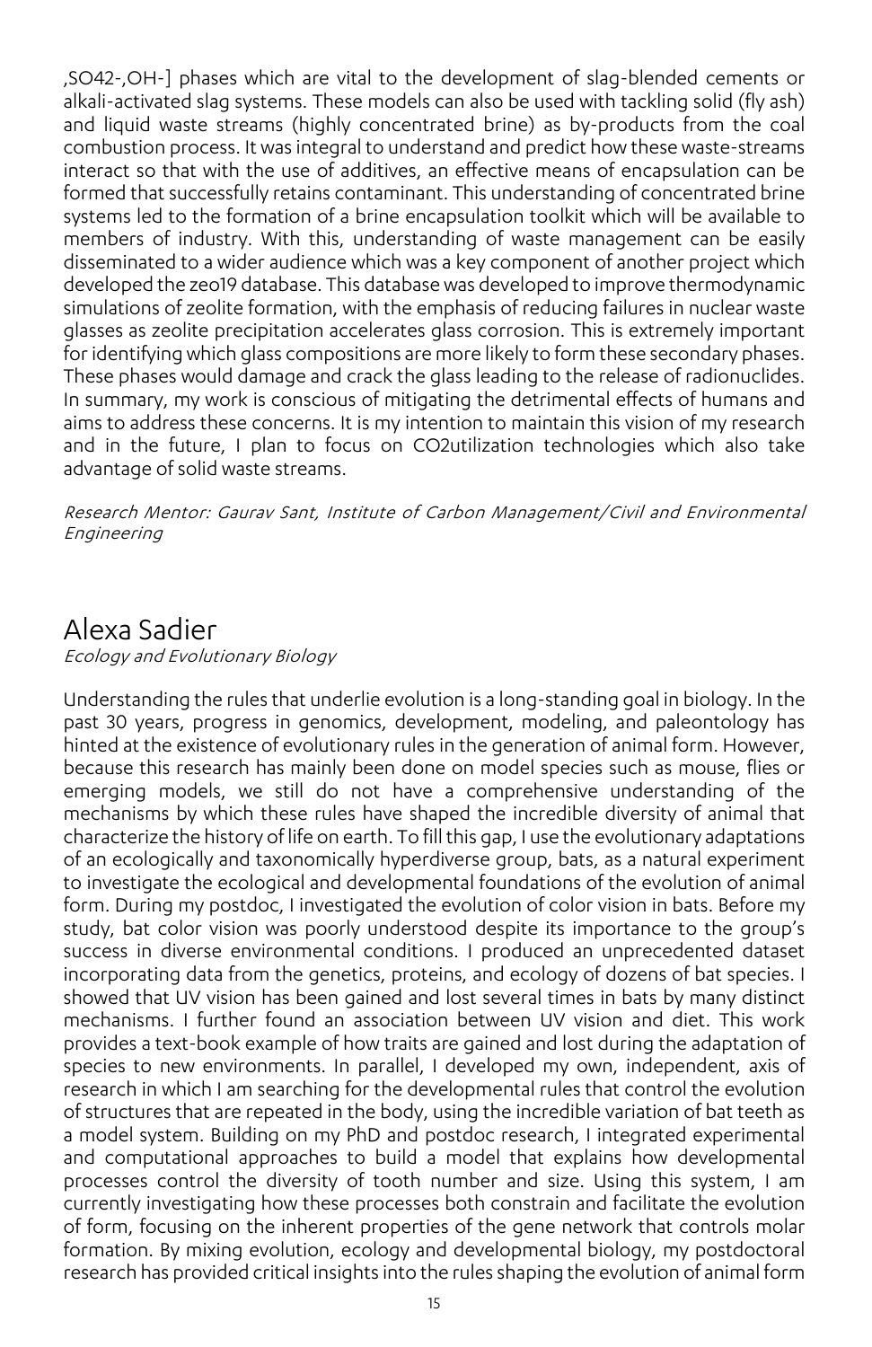,$SO_4^{2-}$,$OH^-$] phases which are vital to the development of slag-blended cements or alkali-activated slag systems. These models can also be used with tackling solid (fly ash) and liquid waste streams (highly concentrated brine) as by-products from the coal combustion process. It was integral to understand and predict how these waste-streams interact so that with the use of additives, an effective means of encapsulation can be formed that successfully retains contaminant. This understanding of concentrated brine systems led to the formation of a brine encapsulation toolkit which will be available to members of industry. With this, understanding of waste management can be easily disseminated to a wider audience which was a key component of another project which developed the zeo19 database. This database was developed to improve thermodynamic simulations of zeolite formation, with the emphasis of reducing failures in nuclear waste glasses as zeolite precipitation accelerates glass corrosion. This is extremely important for identifying which glass compositions are more likely to form these secondary phases. These phases would damage and crack the glass leading to the release of radionuclides. In summary, my work is conscious of mitigating the detrimental effects of humans and aims to address these concerns. It is my intention to maintain this vision of my research and in the future, I plan to focus on $CO_2$utilization technologies which also take advantage of solid waste streams.

*Research Mentor: Gaurav Sant, Institute of Carbon Management/Civil and Environmental Engineering*

## Alexa Sadier

*Ecology and Evolutionary Biology*

Understanding the rules that underlie evolution is a long-standing goal in biology. In the past 30 years, progress in genomics, development, modeling, and paleontology has hinted at the existence of evolutionary rules in the generation of animal form. However, because this research has mainly been done on model species such as mouse, flies or emerging models, we still do not have a comprehensive understanding of the mechanisms by which these rules have shaped the incredible diversity of animal that characterize the history of life on earth. To fill this gap, I use the evolutionary adaptations of an ecologically and taxonomically hyperdiverse group, bats, as a natural experiment to investigate the ecological and developmental foundations of the evolution of animal form. During my postdoc, I investigated the evolution of color vision in bats. Before my study, bat color vision was poorly understood despite its importance to the group's success in diverse environmental conditions. I produced an unprecedented dataset incorporating data from the genetics, proteins, and ecology of dozens of bat species. I showed that UV vision has been gained and lost several times in bats by many distinct mechanisms. I further found an association between UV vision and diet. This work provides a text-book example of how traits are gained and lost during the adaptation of species to new environments. In parallel, I developed my own, independent, axis of research in which I am searching for the developmental rules that control the evolution of structures that are repeated in the body, using the incredible variation of bat teeth as a model system. Building on my PhD and postdoc research, I integrated experimental and computational approaches to build a model that explains how developmental processes control the diversity of tooth number and size. Using this system, I am currently investigating how these processes both constrain and facilitate the evolution of form, focusing on the inherent properties of the gene network that controls molar formation. By mixing evolution, ecology and developmental biology, my postdoctoral research has provided critical insights into the rules shaping the evolution of animal form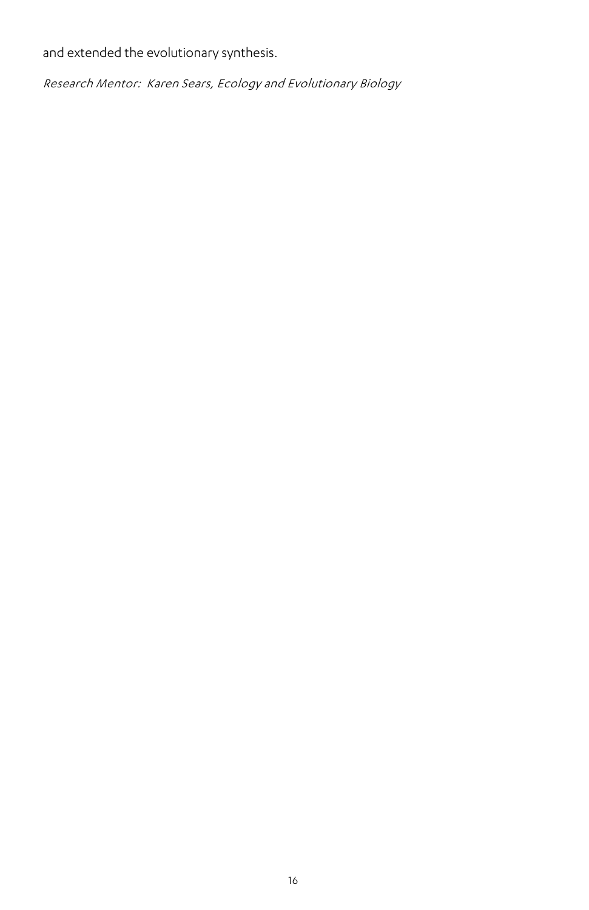and extended the evolutionary synthesis.

*Research Mentor: Karen Sears, Ecology and Evolutionary Biology*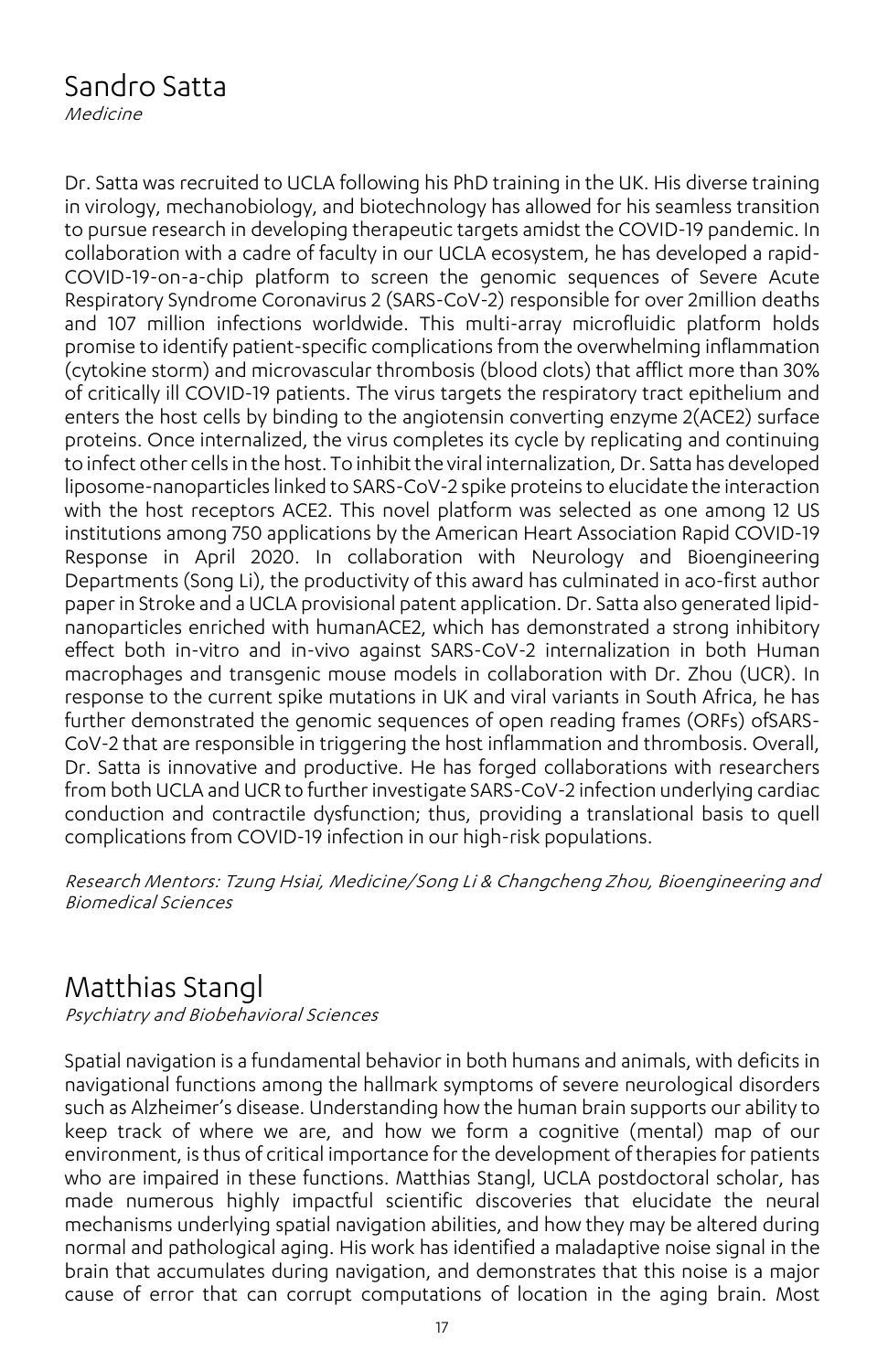## Sandro Satta

*Medicine*

Dr. Satta was recruited to UCLA following his PhD training in the UK. His diverse training in virology, mechanobiology, and biotechnology has allowed for his seamless transition to pursue research in developing therapeutic targets amidst the COVID-19 pandemic. In collaboration with a cadre of faculty in our UCLA ecosystem, he has developed a rapid-COVID-19-on-a-chip platform to screen the genomic sequences of Severe Acute Respiratory Syndrome Coronavirus 2 (SARS-CoV-2) responsible for over 2million deaths and 107 million infections worldwide. This multi-array microfluidic platform holds promise to identify patient-specific complications from the overwhelming inflammation (cytokine storm) and microvascular thrombosis (blood clots) that afflict more than 30% of critically ill COVID-19 patients. The virus targets the respiratory tract epithelium and enters the host cells by binding to the angiotensin converting enzyme 2(ACE2) surface proteins. Once internalized, the virus completes its cycle by replicating and continuing to infect other cells in the host. To inhibit the viral internalization, Dr. Satta has developed liposome-nanoparticles linked to SARS-CoV-2 spike proteins to elucidate the interaction with the host receptors ACE2. This novel platform was selected as one among 12 US institutions among 750 applications by the American Heart Association Rapid COVID-19 Response in April 2020. In collaboration with Neurology and Bioengineering Departments (Song Li), the productivity of this award has culminated in aco-first author paper in Stroke and a UCLA provisional patent application. Dr. Satta also generated lipid-nanoparticles enriched with humanACE2, which has demonstrated a strong inhibitory effect both in-vitro and in-vivo against SARS-CoV-2 internalization in both Human macrophages and transgenic mouse models in collaboration with Dr. Zhou (UCR). In response to the current spike mutations in UK and viral variants in South Africa, he has further demonstrated the genomic sequences of open reading frames (ORFs) ofSARS-CoV-2 that are responsible in triggering the host inflammation and thrombosis. Overall, Dr. Satta is innovative and productive. He has forged collaborations with researchers from both UCLA and UCR to further investigate SARS-CoV-2 infection underlying cardiac conduction and contractile dysfunction; thus, providing a translational basis to quell complications from COVID-19 infection in our high-risk populations.

*Research Mentors: Tzung Hsiai, Medicine/Song Li & Changcheng Zhou, Bioengineering and Biomedical Sciences*

## Matthias Stangl

*Psychiatry and Biobehavioral Sciences*

Spatial navigation is a fundamental behavior in both humans and animals, with deficits in navigational functions among the hallmark symptoms of severe neurological disorders such as Alzheimer's disease. Understanding how the human brain supports our ability to keep track of where we are, and how we form a cognitive (mental) map of our environment, is thus of critical importance for the development of therapies for patients who are impaired in these functions. Matthias Stangl, UCLA postdoctoral scholar, has made numerous highly impactful scientific discoveries that elucidate the neural mechanisms underlying spatial navigation abilities, and how they may be altered during normal and pathological aging. His work has identified a maladaptive noise signal in the brain that accumulates during navigation, and demonstrates that this noise is a major cause of error that can corrupt computations of location in the aging brain. Most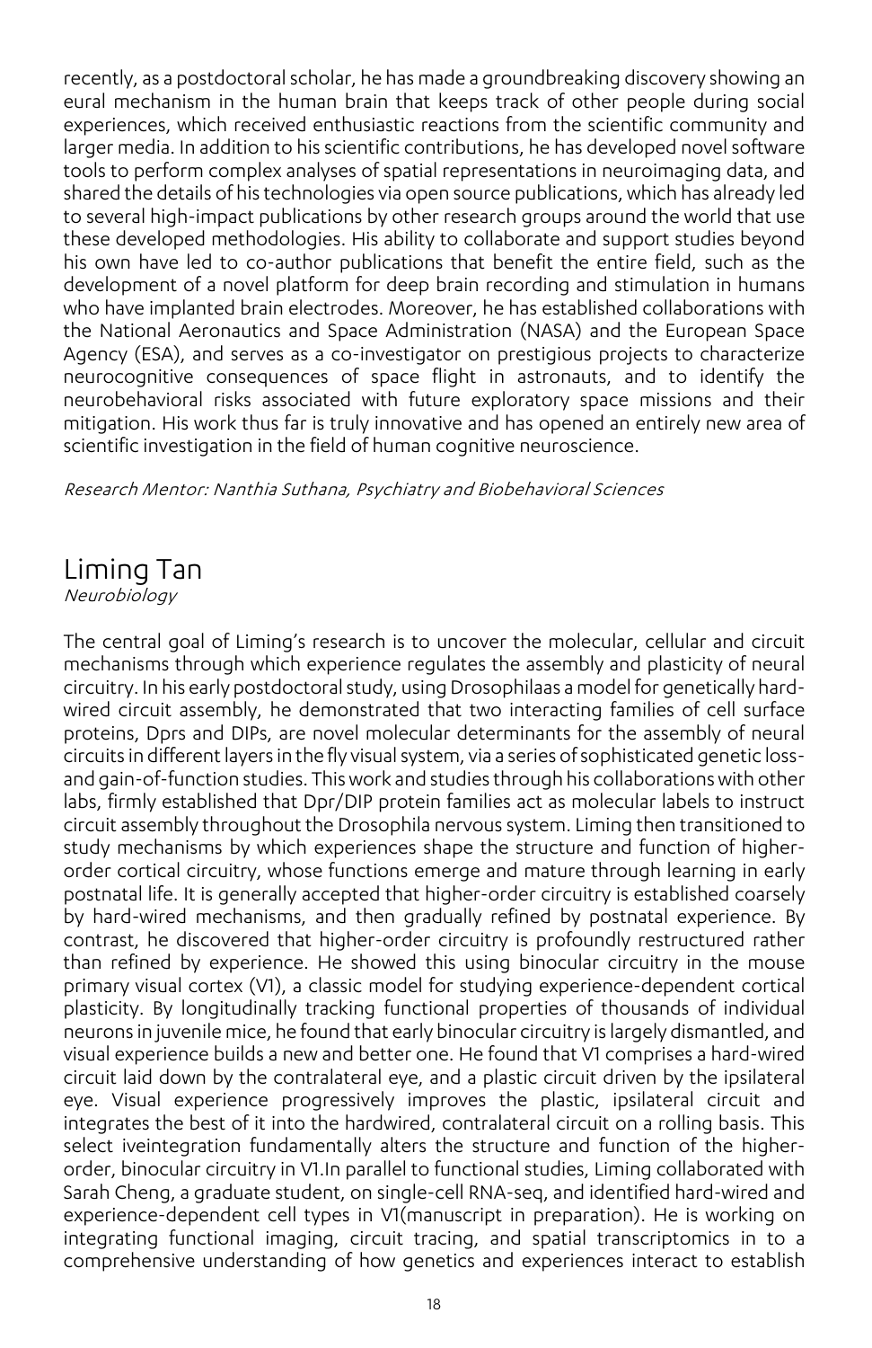recently, as a postdoctoral scholar, he has made a groundbreaking discovery showing an eural mechanism in the human brain that keeps track of other people during social experiences, which received enthusiastic reactions from the scientific community and larger media. In addition to his scientific contributions, he has developed novel software tools to perform complex analyses of spatial representations in neuroimaging data, and shared the details of his technologies via open source publications, which has already led to several high-impact publications by other research groups around the world that use these developed methodologies. His ability to collaborate and support studies beyond his own have led to co-author publications that benefit the entire field, such as the development of a novel platform for deep brain recording and stimulation in humans who have implanted brain electrodes. Moreover, he has established collaborations with the National Aeronautics and Space Administration (NASA) and the European Space Agency (ESA), and serves as a co-investigator on prestigious projects to characterize neurocognitive consequences of space flight in astronauts, and to identify the neurobehavioral risks associated with future exploratory space missions and their mitigation. His work thus far is truly innovative and has opened an entirely new area of scientific investigation in the field of human cognitive neuroscience.

*Research Mentor: Nanthia Suthana, Psychiatry and Biobehavioral Sciences*

# Liming Tan

*Neurobiology*

The central goal of Liming's research is to uncover the molecular, cellular and circuit mechanisms through which experience regulates the assembly and plasticity of neural circuitry. In his early postdoctoral study, using Drosophilaas a model for genetically hard-wired circuit assembly, he demonstrated that two interacting families of cell surface proteins, Dprs and DIPs, are novel molecular determinants for the assembly of neural circuits in different layers in the fly visual system, via a series of sophisticated genetic loss-and gain-of-function studies. This work and studies through his collaborations with other labs, firmly established that Dpr/DIP protein families act as molecular labels to instruct circuit assembly throughout the Drosophila nervous system. Liming then transitioned to study mechanisms by which experiences shape the structure and function of higher-order cortical circuitry, whose functions emerge and mature through learning in early postnatal life. It is generally accepted that higher-order circuitry is established coarsely by hard-wired mechanisms, and then gradually refined by postnatal experience. By contrast, he discovered that higher-order circuitry is profoundly restructured rather than refined by experience. He showed this using binocular circuitry in the mouse primary visual cortex (V1), a classic model for studying experience-dependent cortical plasticity. By longitudinally tracking functional properties of thousands of individual neurons in juvenile mice, he found that early binocular circuitry is largely dismantled, and visual experience builds a new and better one. He found that V1 comprises a hard-wired circuit laid down by the contralateral eye, and a plastic circuit driven by the ipsilateral eye. Visual experience progressively improves the plastic, ipsilateral circuit and integrates the best of it into the hardwired, contralateral circuit on a rolling basis. This select iveintegration fundamentally alters the structure and function of the higher-order, binocular circuitry in V1.In parallel to functional studies, Liming collaborated with Sarah Cheng, a graduate student, on single-cell RNA-seq, and identified hard-wired and experience-dependent cell types in V1(manuscript in preparation). He is working on integrating functional imaging, circuit tracing, and spatial transcriptomics in to a comprehensive understanding of how genetics and experiences interact to establish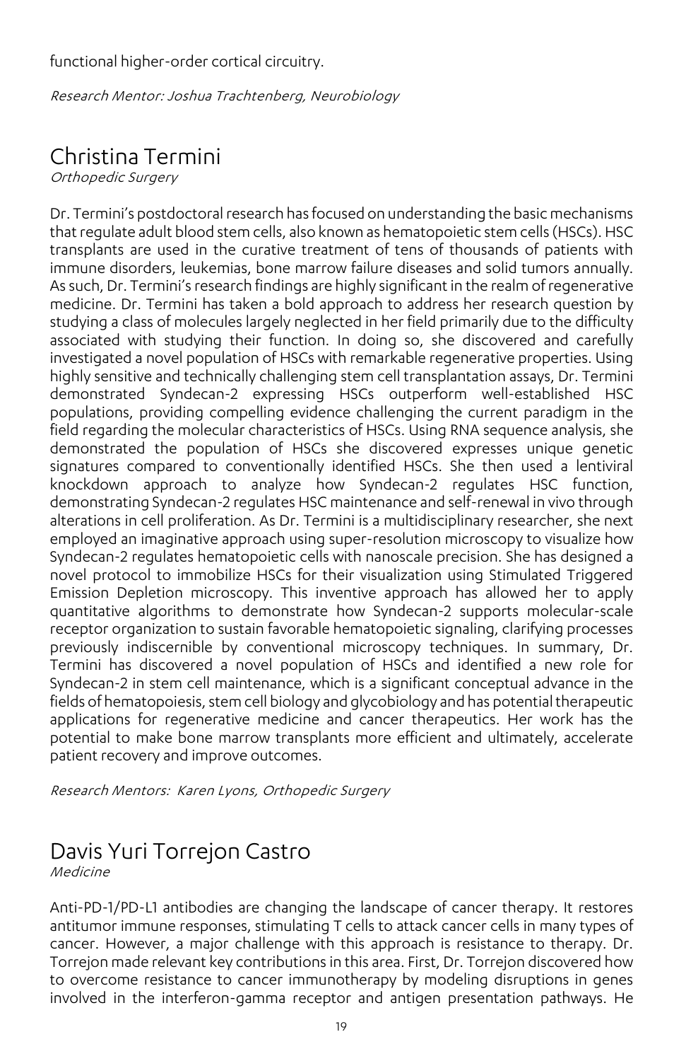functional higher-order cortical circuitry.

*Research Mentor: Joshua Trachtenberg, Neurobiology*

## Christina Termini

*Orthopedic Surgery*

Dr. Termini's postdoctoral research has focused on understanding the basic mechanisms that regulate adult blood stem cells, also known as hematopoietic stem cells (HSCs). HSC transplants are used in the curative treatment of tens of thousands of patients with immune disorders, leukemias, bone marrow failure diseases and solid tumors annually. As such, Dr. Termini's research findings are highly significant in the realm of regenerative medicine. Dr. Termini has taken a bold approach to address her research question by studying a class of molecules largely neglected in her field primarily due to the difficulty associated with studying their function. In doing so, she discovered and carefully investigated a novel population of HSCs with remarkable regenerative properties. Using highly sensitive and technically challenging stem cell transplantation assays, Dr. Termini demonstrated Syndecan-2 expressing HSCs outperform well-established HSC populations, providing compelling evidence challenging the current paradigm in the field regarding the molecular characteristics of HSCs. Using RNA sequence analysis, she demonstrated the population of HSCs she discovered expresses unique genetic signatures compared to conventionally identified HSCs. She then used a lentiviral knockdown approach to analyze how Syndecan-2 regulates HSC function, demonstrating Syndecan-2 regulates HSC maintenance and self-renewal in vivo through alterations in cell proliferation. As Dr. Termini is a multidisciplinary researcher, she next employed an imaginative approach using super-resolution microscopy to visualize how Syndecan-2 regulates hematopoietic cells with nanoscale precision. She has designed a novel protocol to immobilize HSCs for their visualization using Stimulated Triggered Emission Depletion microscopy. This inventive approach has allowed her to apply quantitative algorithms to demonstrate how Syndecan-2 supports molecular-scale receptor organization to sustain favorable hematopoietic signaling, clarifying processes previously indiscernible by conventional microscopy techniques. In summary, Dr. Termini has discovered a novel population of HSCs and identified a new role for Syndecan-2 in stem cell maintenance, which is a significant conceptual advance in the fields of hematopoiesis, stem cell biology and glycobiology and has potential therapeutic applications for regenerative medicine and cancer therapeutics. Her work has the potential to make bone marrow transplants more efficient and ultimately, accelerate patient recovery and improve outcomes.

*Research Mentors: Karen Lyons, Orthopedic Surgery*

## Davis Yuri Torrejon Castro

*Medicine*

Anti-PD-1/PD-L1 antibodies are changing the landscape of cancer therapy. It restores antitumor immune responses, stimulating T cells to attack cancer cells in many types of cancer. However, a major challenge with this approach is resistance to therapy. Dr. Torrejon made relevant key contributions in this area. First, Dr. Torrejon discovered how to overcome resistance to cancer immunotherapy by modeling disruptions in genes involved in the interferon-gamma receptor and antigen presentation pathways. He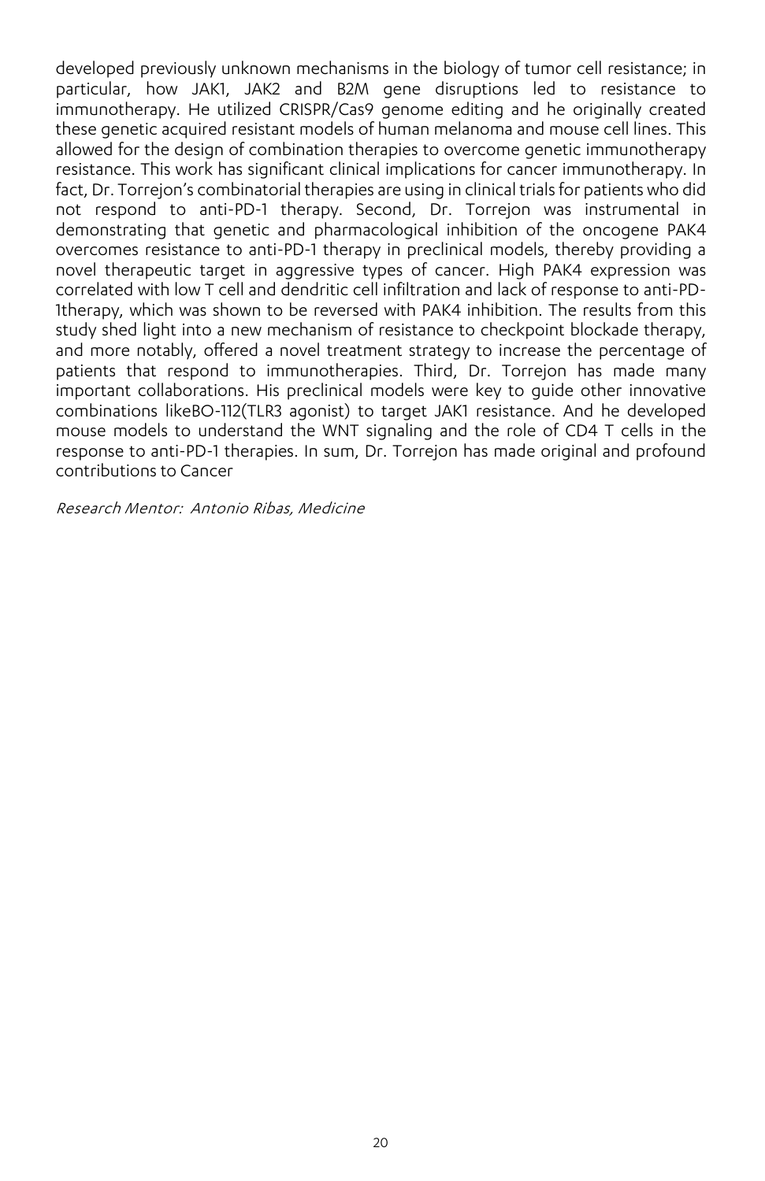developed previously unknown mechanisms in the biology of tumor cell resistance; in particular, how JAK1, JAK2 and B2M gene disruptions led to resistance to immunotherapy. He utilized CRISPR/Cas9 genome editing and he originally created these genetic acquired resistant models of human melanoma and mouse cell lines. This allowed for the design of combination therapies to overcome genetic immunotherapy resistance. This work has significant clinical implications for cancer immunotherapy. In fact, Dr. Torrejon's combinatorial therapies are using in clinical trials for patients who did not respond to anti-PD-1 therapy. Second, Dr. Torrejon was instrumental in demonstrating that genetic and pharmacological inhibition of the oncogene PAK4 overcomes resistance to anti-PD-1 therapy in preclinical models, thereby providing a novel therapeutic target in aggressive types of cancer. High PAK4 expression was correlated with low T cell and dendritic cell infiltration and lack of response to anti-PD-1therapy, which was shown to be reversed with PAK4 inhibition. The results from this study shed light into a new mechanism of resistance to checkpoint blockade therapy, and more notably, offered a novel treatment strategy to increase the percentage of patients that respond to immunotherapies. Third, Dr. Torrejon has made many important collaborations. His preclinical models were key to guide other innovative combinations likeBO-112(TLR3 agonist) to target JAK1 resistance. And he developed mouse models to understand the WNT signaling and the role of CD4 T cells in the response to anti-PD-1 therapies. In sum, Dr. Torrejon has made original and profound contributions to Cancer

*Research Mentor: Antonio Ribas, Medicine*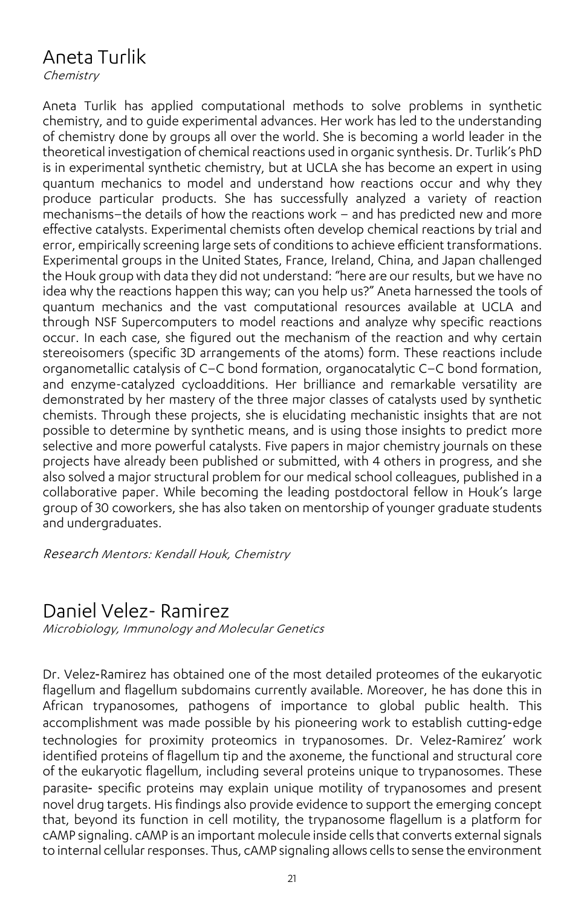## Aneta Turlik

*Chemistry*

Aneta Turlik has applied computational methods to solve problems in synthetic chemistry, and to guide experimental advances. Her work has led to the understanding of chemistry done by groups all over the world. She is becoming a world leader in the theoretical investigation of chemical reactions used in organic synthesis. Dr. Turlik's PhD is in experimental synthetic chemistry, but at UCLA she has become an expert in using quantum mechanics to model and understand how reactions occur and why they produce particular products. She has successfully analyzed a variety of reaction mechanisms—the details of how the reactions work – and has predicted new and more effective catalysts. Experimental chemists often develop chemical reactions by trial and error, empirically screening large sets of conditions to achieve efficient transformations. Experimental groups in the United States, France, Ireland, China, and Japan challenged the Houk group with data they did not understand: "here are our results, but we have no idea why the reactions happen this way; can you help us?" Aneta harnessed the tools of quantum mechanics and the vast computational resources available at UCLA and through NSF Supercomputers to model reactions and analyze why specific reactions occur. In each case, she figured out the mechanism of the reaction and why certain stereoisomers (specific 3D arrangements of the atoms) form. These reactions include organometallic catalysis of C–C bond formation, organocatalytic C–C bond formation, and enzyme-catalyzed cycloadditions. Her brilliance and remarkable versatility are demonstrated by her mastery of the three major classes of catalysts used by synthetic chemists. Through these projects, she is elucidating mechanistic insights that are not possible to determine by synthetic means, and is using those insights to predict more selective and more powerful catalysts. Five papers in major chemistry journals on these projects have already been published or submitted, with 4 others in progress, and she also solved a major structural problem for our medical school colleagues, published in a collaborative paper. While becoming the leading postdoctoral fellow in Houk's large group of 30 coworkers, she has also taken on mentorship of younger graduate students and undergraduates.

*Research Mentors: Kendall Houk, Chemistry*

## Daniel Velez- Ramirez

*Microbiology, Immunology and Molecular Genetics*

Dr. Velez-Ramirez has obtained one of the most detailed proteomes of the eukaryotic flagellum and flagellum subdomains currently available. Moreover, he has done this in African trypanosomes, pathogens of importance to global public health. This accomplishment was made possible by his pioneering work to establish cutting-edge technologies for proximity proteomics in trypanosomes. Dr. Velez-Ramirez' work identified proteins of flagellum tip and the axoneme, the functional and structural core of the eukaryotic flagellum, including several proteins unique to trypanosomes. These parasite- specific proteins may explain unique motility of trypanosomes and present novel drug targets. His findings also provide evidence to support the emerging concept that, beyond its function in cell motility, the trypanosome flagellum is a platform for cAMP signaling. cAMP is an important molecule inside cells that converts external signals to internal cellular responses. Thus, cAMP signaling allows cells to sense the environment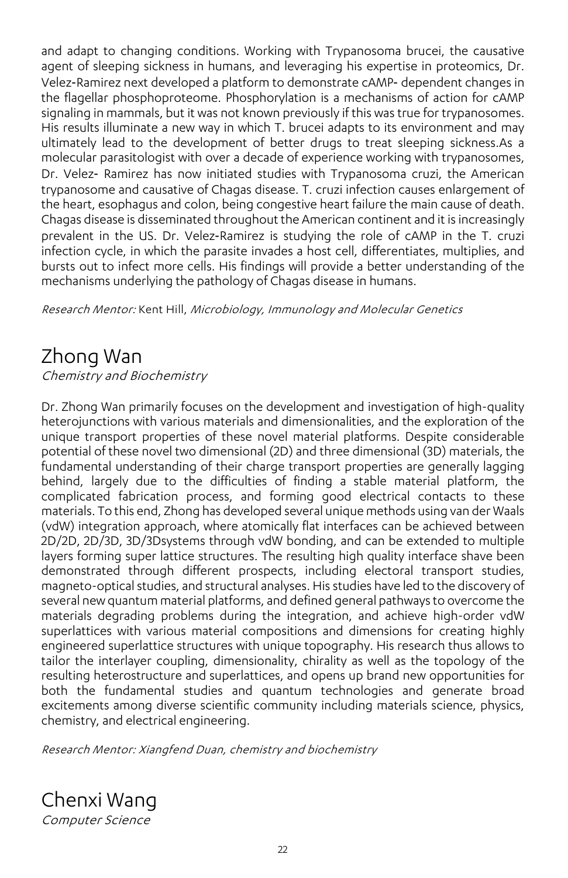and adapt to changing conditions. Working with Trypanosoma brucei, the causative agent of sleeping sickness in humans, and leveraging his expertise in proteomics, Dr. Velez-Ramirez next developed a platform to demonstrate cAMP- dependent changes in the flagellar phosphoproteome. Phosphorylation is a mechanisms of action for cAMP signaling in mammals, but it was not known previously if this was true for trypanosomes. His results illuminate a new way in which T. brucei adapts to its environment and may ultimately lead to the development of better drugs to treat sleeping sickness.As a molecular parasitologist with over a decade of experience working with trypanosomes, Dr. Velez- Ramirez has now initiated studies with Trypanosoma cruzi, the American trypanosome and causative of Chagas disease. T. cruzi infection causes enlargement of the heart, esophagus and colon, being congestive heart failure the main cause of death. Chagas disease is disseminated throughout the American continent and it is increasingly prevalent in the US. Dr. Velez-Ramirez is studying the role of cAMP in the T. cruzi infection cycle, in which the parasite invades a host cell, differentiates, multiplies, and bursts out to infect more cells. His findings will provide a better understanding of the mechanisms underlying the pathology of Chagas disease in humans.

*Research Mentor:* Kent Hill, *Microbiology, Immunology and Molecular Genetics*

# Zhong Wan

*Chemistry and Biochemistry*

Dr. Zhong Wan primarily focuses on the development and investigation of high-quality heterojunctions with various materials and dimensionalities, and the exploration of the unique transport properties of these novel material platforms. Despite considerable potential of these novel two dimensional (2D) and three dimensional (3D) materials, the fundamental understanding of their charge transport properties are generally lagging behind, largely due to the difficulties of finding a stable material platform, the complicated fabrication process, and forming good electrical contacts to these materials. To this end, Zhong has developed several unique methods using van der Waals (vdW) integration approach, where atomically flat interfaces can be achieved between 2D/2D, 2D/3D, 3D/3Dsystems through vdW bonding, and can be extended to multiple layers forming super lattice structures. The resulting high quality interface shave been demonstrated through different prospects, including electoral transport studies, magneto-optical studies, and structural analyses. His studies have led to the discovery of several new quantum material platforms, and defined general pathways to overcome the materials degrading problems during the integration, and achieve high-order vdW superlattices with various material compositions and dimensions for creating highly engineered superlattice structures with unique topography. His research thus allows to tailor the interlayer coupling, dimensionality, chirality as well as the topology of the resulting heterostructure and superlattices, and opens up brand new opportunities for both the fundamental studies and quantum technologies and generate broad excitements among diverse scientific community including materials science, physics, chemistry, and electrical engineering.

*Research Mentor: Xiangfend Duan, chemistry and biochemistry*

# Chenxi Wang

*Computer Science*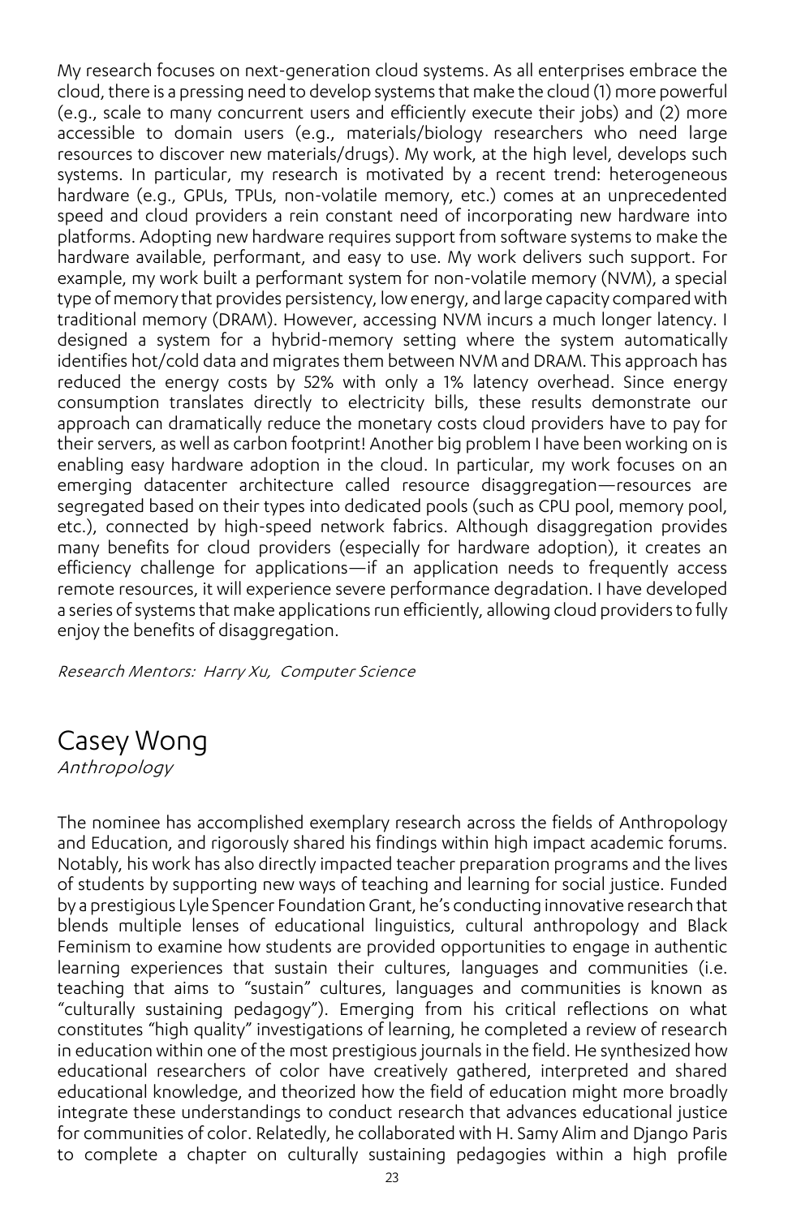My research focuses on next-generation cloud systems. As all enterprises embrace the cloud, there is a pressing need to develop systems that make the cloud (1) more powerful (e.g., scale to many concurrent users and efficiently execute their jobs) and (2) more accessible to domain users (e.g., materials/biology researchers who need large resources to discover new materials/drugs). My work, at the high level, develops such systems. In particular, my research is motivated by a recent trend: heterogeneous hardware (e.g., GPUs, TPUs, non-volatile memory, etc.) comes at an unprecedented speed and cloud providers a rein constant need of incorporating new hardware into platforms. Adopting new hardware requires support from software systems to make the hardware available, performant, and easy to use. My work delivers such support. For example, my work built a performant system for non-volatile memory (NVM), a special type of memory that provides persistency, low energy, and large capacity compared with traditional memory (DRAM). However, accessing NVM incurs a much longer latency. I designed a system for a hybrid-memory setting where the system automatically identifies hot/cold data and migrates them between NVM and DRAM. This approach has reduced the energy costs by 52% with only a 1% latency overhead. Since energy consumption translates directly to electricity bills, these results demonstrate our approach can dramatically reduce the monetary costs cloud providers have to pay for their servers, as well as carbon footprint! Another big problem I have been working on is enabling easy hardware adoption in the cloud. In particular, my work focuses on an emerging datacenter architecture called resource disaggregation—resources are segregated based on their types into dedicated pools (such as CPU pool, memory pool, etc.), connected by high-speed network fabrics. Although disaggregation provides many benefits for cloud providers (especially for hardware adoption), it creates an efficiency challenge for applications—if an application needs to frequently access remote resources, it will experience severe performance degradation. I have developed a series of systems that make applications run efficiently, allowing cloud providers to fully enjoy the benefits of disaggregation.

*Research Mentors: Harry Xu, Computer Science*

# Casey Wong

*Anthropology*

The nominee has accomplished exemplary research across the fields of Anthropology and Education, and rigorously shared his findings within high impact academic forums. Notably, his work has also directly impacted teacher preparation programs and the lives of students by supporting new ways of teaching and learning for social justice. Funded by a prestigious Lyle Spencer Foundation Grant, he's conducting innovative research that blends multiple lenses of educational linguistics, cultural anthropology and Black Feminism to examine how students are provided opportunities to engage in authentic learning experiences that sustain their cultures, languages and communities (i.e. teaching that aims to "sustain" cultures, languages and communities is known as "culturally sustaining pedagogy"). Emerging from his critical reflections on what constitutes "high quality" investigations of learning, he completed a review of research in education within one of the most prestigious journals in the field. He synthesized how educational researchers of color have creatively gathered, interpreted and shared educational knowledge, and theorized how the field of education might more broadly integrate these understandings to conduct research that advances educational justice for communities of color. Relatedly, he collaborated with H. Samy Alim and Django Paris to complete a chapter on culturally sustaining pedagogies within a high profile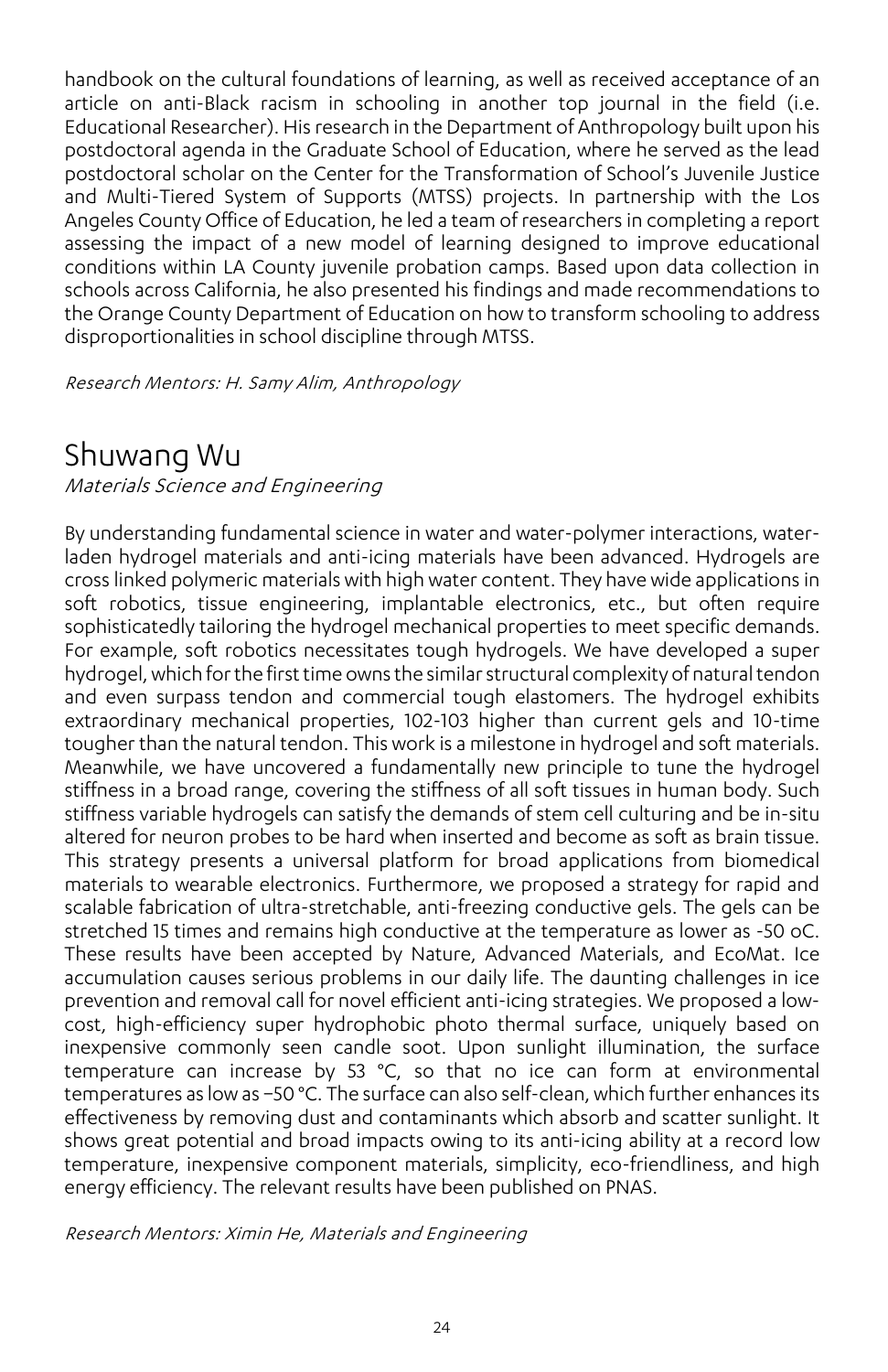handbook on the cultural foundations of learning, as well as received acceptance of an article on anti-Black racism in schooling in another top journal in the field (i.e. Educational Researcher). His research in the Department of Anthropology built upon his postdoctoral agenda in the Graduate School of Education, where he served as the lead postdoctoral scholar on the Center for the Transformation of School's Juvenile Justice and Multi-Tiered System of Supports (MTSS) projects. In partnership with the Los Angeles County Office of Education, he led a team of researchers in completing a report assessing the impact of a new model of learning designed to improve educational conditions within LA County juvenile probation camps. Based upon data collection in schools across California, he also presented his findings and made recommendations to the Orange County Department of Education on how to transform schooling to address disproportionalities in school discipline through MTSS.

*Research Mentors: H. Samy Alim, Anthropology*

## Shuwang Wu

*Materials Science and Engineering*

By understanding fundamental science in water and water-polymer interactions, water-laden hydrogel materials and anti-icing materials have been advanced. Hydrogels are cross linked polymeric materials with high water content. They have wide applications in soft robotics, tissue engineering, implantable electronics, etc., but often require sophisticatedly tailoring the hydrogel mechanical properties to meet specific demands. For example, soft robotics necessitates tough hydrogels. We have developed a super hydrogel, which for the first time owns the similar structural complexity of natural tendon and even surpass tendon and commercial tough elastomers. The hydrogel exhibits extraordinary mechanical properties, 102-103 higher than current gels and 10-time tougher than the natural tendon. This work is a milestone in hydrogel and soft materials. Meanwhile, we have uncovered a fundamentally new principle to tune the hydrogel stiffness in a broad range, covering the stiffness of all soft tissues in human body. Such stiffness variable hydrogels can satisfy the demands of stem cell culturing and be in-situ altered for neuron probes to be hard when inserted and become as soft as brain tissue. This strategy presents a universal platform for broad applications from biomedical materials to wearable electronics. Furthermore, we proposed a strategy for rapid and scalable fabrication of ultra-stretchable, anti-freezing conductive gels. The gels can be stretched 15 times and remains high conductive at the temperature as lower as -50 oC. These results have been accepted by Nature, Advanced Materials, and EcoMat. Ice accumulation causes serious problems in our daily life. The daunting challenges in ice prevention and removal call for novel efficient anti-icing strategies. We proposed a low-cost, high-efficiency super hydrophobic photo thermal surface, uniquely based on inexpensive commonly seen candle soot. Upon sunlight illumination, the surface temperature can increase by 53 °C, so that no ice can form at environmental temperatures as low as −50 °C. The surface can also self-clean, which further enhances its effectiveness by removing dust and contaminants which absorb and scatter sunlight. It shows great potential and broad impacts owing to its anti-icing ability at a record low temperature, inexpensive component materials, simplicity, eco-friendliness, and high energy efficiency. The relevant results have been published on PNAS.

*Research Mentors: Ximin He, Materials and Engineering*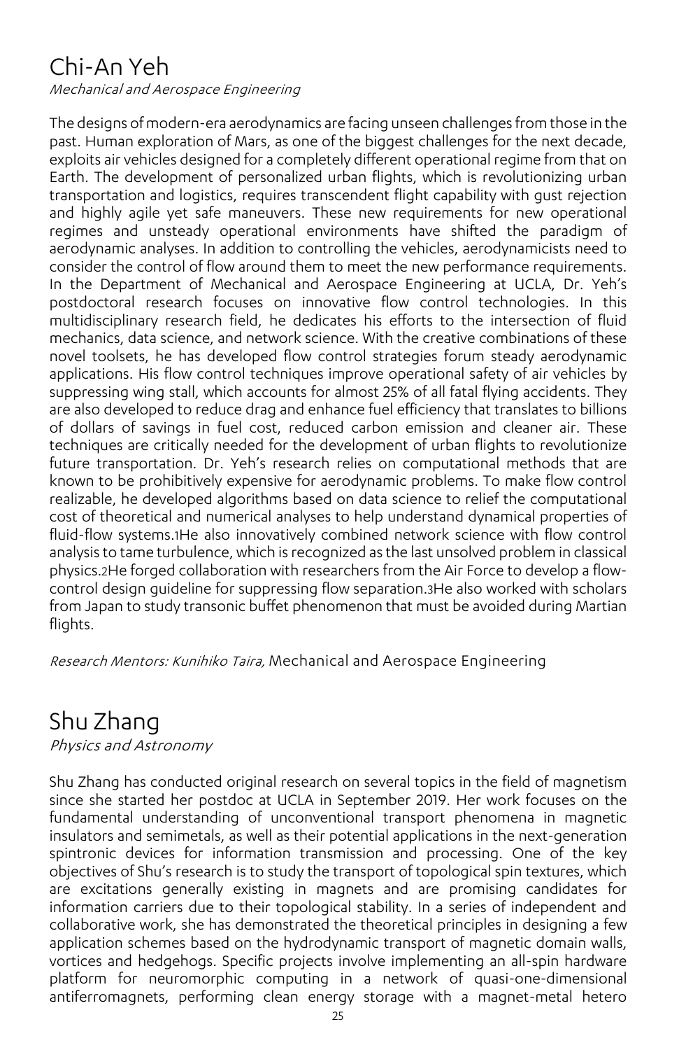# Chi-An Yeh

*Mechanical and Aerospace Engineering*

The designs of modern-era aerodynamics are facing unseen challenges from those in the past. Human exploration of Mars, as one of the biggest challenges for the next decade, exploits air vehicles designed for a completely different operational regime from that on Earth. The development of personalized urban flights, which is revolutionizing urban transportation and logistics, requires transcendent flight capability with gust rejection and highly agile yet safe maneuvers. These new requirements for new operational regimes and unsteady operational environments have shifted the paradigm of aerodynamic analyses. In addition to controlling the vehicles, aerodynamicists need to consider the control of flow around them to meet the new performance requirements. In the Department of Mechanical and Aerospace Engineering at UCLA, Dr. Yeh's postdoctoral research focuses on innovative flow control technologies. In this multidisciplinary research field, he dedicates his efforts to the intersection of fluid mechanics, data science, and network science. With the creative combinations of these novel toolsets, he has developed flow control strategies forum steady aerodynamic applications. His flow control techniques improve operational safety of air vehicles by suppressing wing stall, which accounts for almost 25% of all fatal flying accidents. They are also developed to reduce drag and enhance fuel efficiency that translates to billions of dollars of savings in fuel cost, reduced carbon emission and cleaner air. These techniques are critically needed for the development of urban flights to revolutionize future transportation. Dr. Yeh's research relies on computational methods that are known to be prohibitively expensive for aerodynamic problems. To make flow control realizable, he developed algorithms based on data science to relief the computational cost of theoretical and numerical analyses to help understand dynamical properties of fluid-flow systems.1He also innovatively combined network science with flow control analysis to tame turbulence, which is recognized as the last unsolved problem in classical physics.2He forged collaboration with researchers from the Air Force to develop a flow-control design guideline for suppressing flow separation.3He also worked with scholars from Japan to study transonic buffet phenomenon that must be avoided during Martian flights.

*Research Mentors: Kunihiko Taira,* Mechanical and Aerospace Engineering

# Shu Zhang

*Physics and Astronomy*

Shu Zhang has conducted original research on several topics in the field of magnetism since she started her postdoc at UCLA in September 2019. Her work focuses on the fundamental understanding of unconventional transport phenomena in magnetic insulators and semimetals, as well as their potential applications in the next-generation spintronic devices for information transmission and processing. One of the key objectives of Shu's research is to study the transport of topological spin textures, which are excitations generally existing in magnets and are promising candidates for information carriers due to their topological stability. In a series of independent and collaborative work, she has demonstrated the theoretical principles in designing a few application schemes based on the hydrodynamic transport of magnetic domain walls, vortices and hedgehogs. Specific projects involve implementing an all-spin hardware platform for neuromorphic computing in a network of quasi-one-dimensional antiferromagnets, performing clean energy storage with a magnet-metal hetero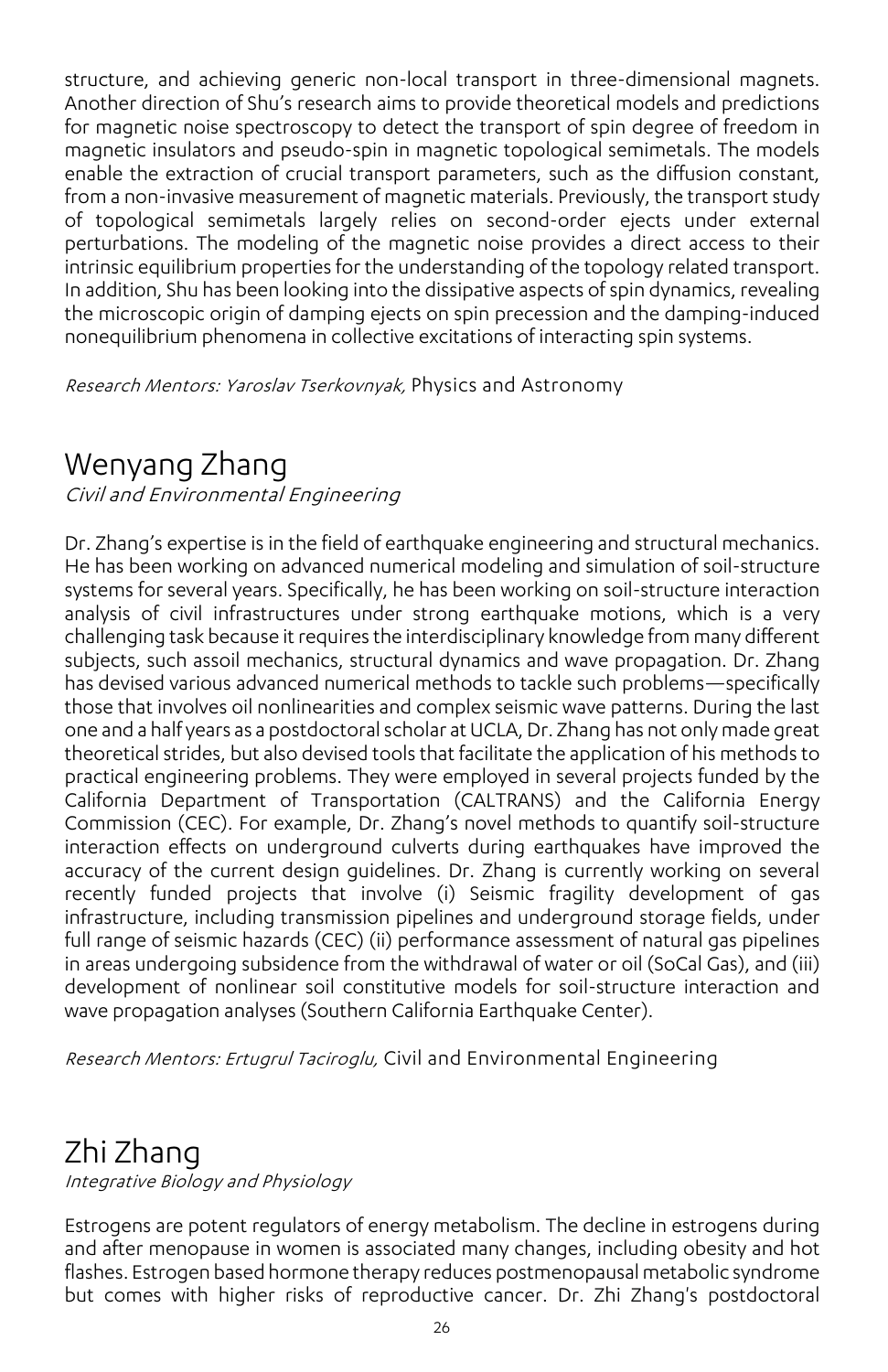structure, and achieving generic non-local transport in three-dimensional magnets. Another direction of Shu's research aims to provide theoretical models and predictions for magnetic noise spectroscopy to detect the transport of spin degree of freedom in magnetic insulators and pseudo-spin in magnetic topological semimetals. The models enable the extraction of crucial transport parameters, such as the diffusion constant, from a non-invasive measurement of magnetic materials. Previously, the transport study of topological semimetals largely relies on second-order ejects under external perturbations. The modeling of the magnetic noise provides a direct access to their intrinsic equilibrium properties for the understanding of the topology related transport. In addition, Shu has been looking into the dissipative aspects of spin dynamics, revealing the microscopic origin of damping ejects on spin precession and the damping-induced nonequilibrium phenomena in collective excitations of interacting spin systems.

*Research Mentors: Yaroslav Tserkovnyak,* Physics and Astronomy

# Wenyang Zhang

*Civil and Environmental Engineering*

Dr. Zhang's expertise is in the field of earthquake engineering and structural mechanics. He has been working on advanced numerical modeling and simulation of soil-structure systems for several years. Specifically, he has been working on soil-structure interaction analysis of civil infrastructures under strong earthquake motions, which is a very challenging task because it requires the interdisciplinary knowledge from many different subjects, such assoil mechanics, structural dynamics and wave propagation. Dr. Zhang has devised various advanced numerical methods to tackle such problems—specifically those that involves oil nonlinearities and complex seismic wave patterns. During the last one and a half years as a postdoctoral scholar at UCLA, Dr. Zhang has not only made great theoretical strides, but also devised tools that facilitate the application of his methods to practical engineering problems. They were employed in several projects funded by the California Department of Transportation (CALTRANS) and the California Energy Commission (CEC). For example, Dr. Zhang's novel methods to quantify soil-structure interaction effects on underground culverts during earthquakes have improved the accuracy of the current design guidelines. Dr. Zhang is currently working on several recently funded projects that involve (i) Seismic fragility development of gas infrastructure, including transmission pipelines and underground storage fields, under full range of seismic hazards (CEC) (ii) performance assessment of natural gas pipelines in areas undergoing subsidence from the withdrawal of water or oil (SoCal Gas), and (iii) development of nonlinear soil constitutive models for soil-structure interaction and wave propagation analyses (Southern California Earthquake Center).

*Research Mentors: Ertugrul Taciroglu,* Civil and Environmental Engineering

# Zhi Zhang

*Integrative Biology and Physiology*

Estrogens are potent regulators of energy metabolism. The decline in estrogens during and after menopause in women is associated many changes, including obesity and hot flashes. Estrogen based hormone therapy reduces postmenopausal metabolic syndrome but comes with higher risks of reproductive cancer. Dr. Zhi Zhang's postdoctoral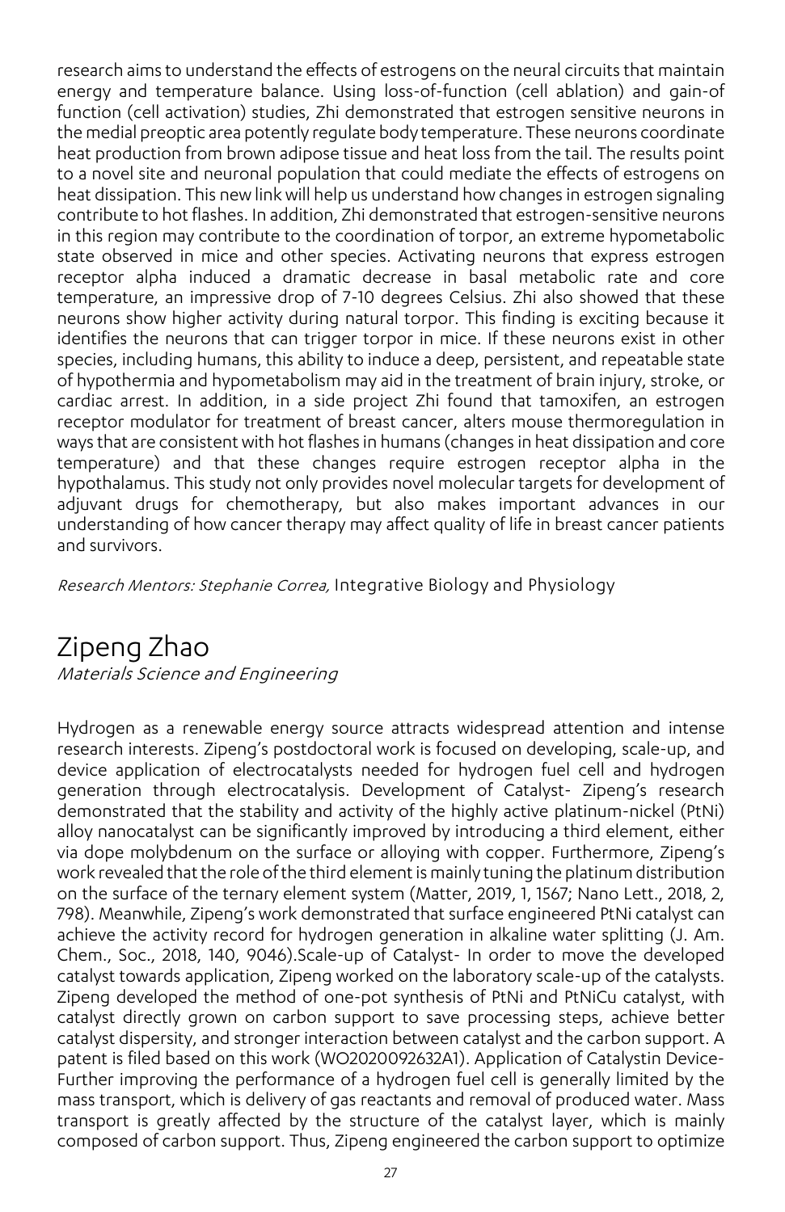research aims to understand the effects of estrogens on the neural circuits that maintain energy and temperature balance. Using loss-of-function (cell ablation) and gain-of function (cell activation) studies, Zhi demonstrated that estrogen sensitive neurons in the medial preoptic area potently regulate body temperature. These neurons coordinate heat production from brown adipose tissue and heat loss from the tail. The results point to a novel site and neuronal population that could mediate the effects of estrogens on heat dissipation. This new link will help us understand how changes in estrogen signaling contribute to hot flashes. In addition, Zhi demonstrated that estrogen-sensitive neurons in this region may contribute to the coordination of torpor, an extreme hypometabolic state observed in mice and other species. Activating neurons that express estrogen receptor alpha induced a dramatic decrease in basal metabolic rate and core temperature, an impressive drop of 7-10 degrees Celsius. Zhi also showed that these neurons show higher activity during natural torpor. This finding is exciting because it identifies the neurons that can trigger torpor in mice. If these neurons exist in other species, including humans, this ability to induce a deep, persistent, and repeatable state of hypothermia and hypometabolism may aid in the treatment of brain injury, stroke, or cardiac arrest. In addition, in a side project Zhi found that tamoxifen, an estrogen receptor modulator for treatment of breast cancer, alters mouse thermoregulation in ways that are consistent with hot flashes in humans (changes in heat dissipation and core temperature) and that these changes require estrogen receptor alpha in the hypothalamus. This study not only provides novel molecular targets for development of adjuvant drugs for chemotherapy, but also makes important advances in our understanding of how cancer therapy may affect quality of life in breast cancer patients and survivors.

*Research Mentors: Stephanie Correa,* Integrative Biology and Physiology

# Zipeng Zhao

*Materials Science and Engineering*

Hydrogen as a renewable energy source attracts widespread attention and intense research interests. Zipeng's postdoctoral work is focused on developing, scale-up, and device application of electrocatalysts needed for hydrogen fuel cell and hydrogen generation through electrocatalysis. Development of Catalyst- Zipeng's research demonstrated that the stability and activity of the highly active platinum-nickel (PtNi) alloy nanocatalyst can be significantly improved by introducing a third element, either via dope molybdenum on the surface or alloying with copper. Furthermore, Zipeng's work revealed that the role of the third element is mainly tuning the platinum distribution on the surface of the ternary element system (Matter, 2019, 1, 1567; Nano Lett., 2018, 2, 798). Meanwhile, Zipeng's work demonstrated that surface engineered PtNi catalyst can achieve the activity record for hydrogen generation in alkaline water splitting (J. Am. Chem., Soc., 2018, 140, 9046).Scale-up of Catalyst- In order to move the developed catalyst towards application, Zipeng worked on the laboratory scale-up of the catalysts. Zipeng developed the method of one-pot synthesis of PtNi and PtNiCu catalyst, with catalyst directly grown on carbon support to save processing steps, achieve better catalyst dispersity, and stronger interaction between catalyst and the carbon support. A patent is filed based on this work (WO2020092632A1). Application of Catalystin Device- Further improving the performance of a hydrogen fuel cell is generally limited by the mass transport, which is delivery of gas reactants and removal of produced water. Mass transport is greatly affected by the structure of the catalyst layer, which is mainly composed of carbon support. Thus, Zipeng engineered the carbon support to optimize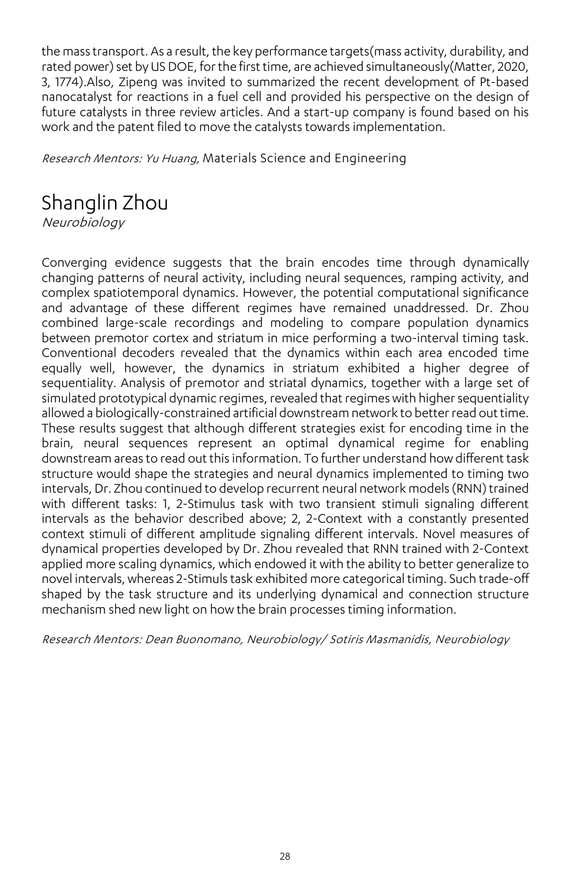the mass transport. As a result, the key performance targets(mass activity, durability, and rated power) set by US DOE, for the first time, are achieved simultaneously(Matter, 2020, 3, 1774).Also, Zipeng was invited to summarized the recent development of Pt-based nanocatalyst for reactions in a fuel cell and provided his perspective on the design of future catalysts in three review articles. And a start-up company is found based on his work and the patent filed to move the catalysts towards implementation.

*Research Mentors: Yu Huang,* Materials Science and Engineering

# Shanglin Zhou

*Neurobiology*

Converging evidence suggests that the brain encodes time through dynamically changing patterns of neural activity, including neural sequences, ramping activity, and complex spatiotemporal dynamics. However, the potential computational significance and advantage of these different regimes have remained unaddressed. Dr. Zhou combined large-scale recordings and modeling to compare population dynamics between premotor cortex and striatum in mice performing a two-interval timing task. Conventional decoders revealed that the dynamics within each area encoded time equally well, however, the dynamics in striatum exhibited a higher degree of sequentiality. Analysis of premotor and striatal dynamics, together with a large set of simulated prototypical dynamic regimes, revealed that regimes with higher sequentiality allowed a biologically-constrained artificial downstream network to better read out time. These results suggest that although different strategies exist for encoding time in the brain, neural sequences represent an optimal dynamical regime for enabling downstream areas to read out this information. To further understand how different task structure would shape the strategies and neural dynamics implemented to timing two intervals, Dr. Zhou continued to develop recurrent neural network models (RNN) trained with different tasks: 1, 2-Stimulus task with two transient stimuli signaling different intervals as the behavior described above; 2, 2-Context with a constantly presented context stimuli of different amplitude signaling different intervals. Novel measures of dynamical properties developed by Dr. Zhou revealed that RNN trained with 2-Context applied more scaling dynamics, which endowed it with the ability to better generalize to novel intervals, whereas 2-Stimuls task exhibited more categorical timing. Such trade-off shaped by the task structure and its underlying dynamical and connection structure mechanism shed new light on how the brain processes timing information.

*Research Mentors: Dean Buonomano, Neurobiology/ Sotiris Masmanidis, Neurobiology*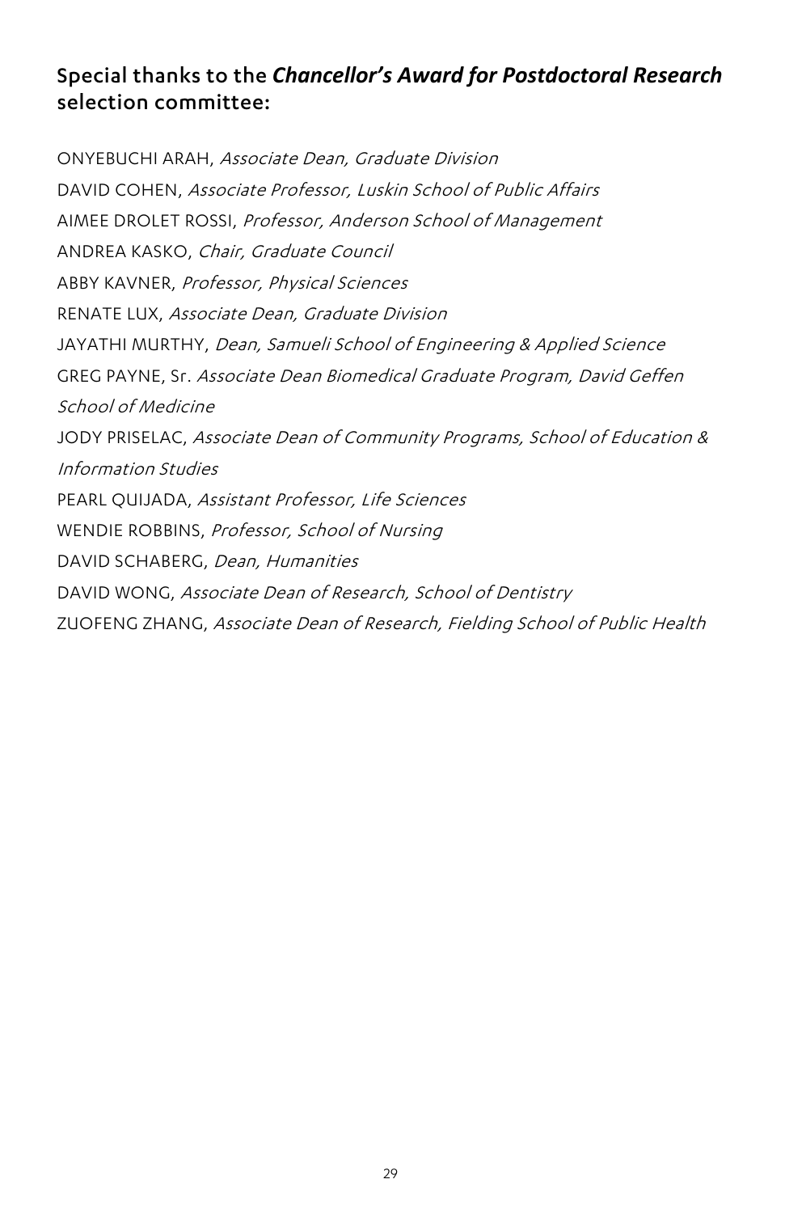## Special thanks to the ***Chancellor's Award for Postdoctoral Research*** selection committee:

ONYEBUCHI ARAH, *Associate Dean, Graduate Division*
DAVID COHEN, *Associate Professor, Luskin School of Public Affairs*
AIMEE DROLET ROSSI, *Professor, Anderson School of Management*
ANDREA KASKO, *Chair, Graduate Council*
ABBY KAVNER, *Professor, Physical Sciences*
RENATE LUX, *Associate Dean, Graduate Division*
JAYATHI MURTHY, *Dean, Samueli School of Engineering & Applied Science*
GREG PAYNE, Sr. *Associate Dean Biomedical Graduate Program, David Geffen School of Medicine*
JODY PRISELAC, *Associate Dean of Community Programs, School of Education & Information Studies*
PEARL QUIJADA, *Assistant Professor, Life Sciences*
WENDIE ROBBINS, *Professor, School of Nursing*
DAVID SCHABERG, *Dean, Humanities*
DAVID WONG, *Associate Dean of Research, School of Dentistry*
ZUOFENG ZHANG, *Associate Dean of Research, Fielding School of Public Health*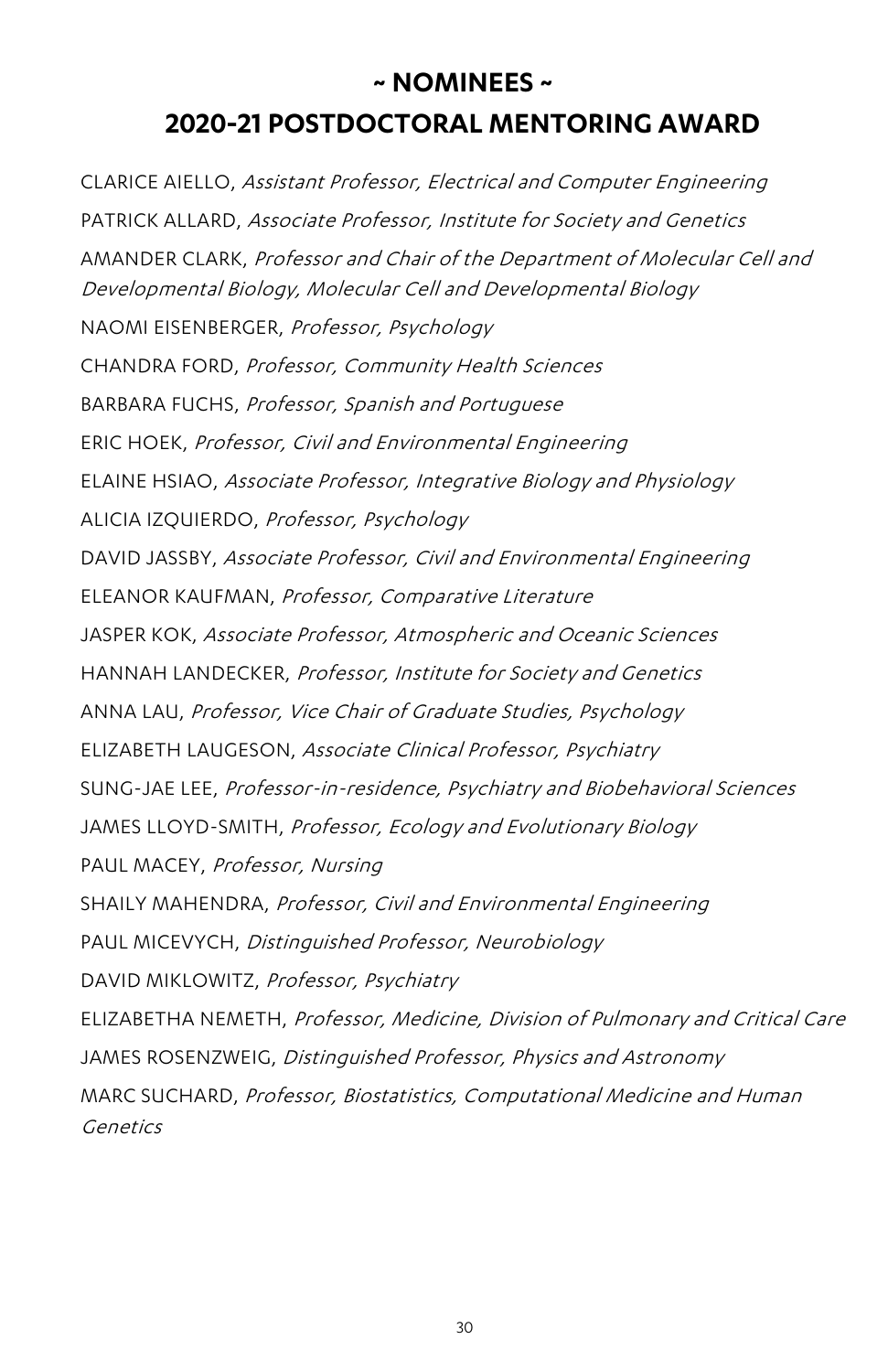## ~ NOMINEES ~

## 2020-21 POSTDOCTORAL MENTORING AWARD

CLARICE AIELLO, *Assistant Professor, Electrical and Computer Engineering*

PATRICK ALLARD, *Associate Professor, Institute for Society and Genetics*

AMANDER CLARK, *Professor and Chair of the Department of Molecular Cell and Developmental Biology, Molecular Cell and Developmental Biology*

NAOMI EISENBERGER, *Professor, Psychology*

CHANDRA FORD, *Professor, Community Health Sciences*

BARBARA FUCHS, *Professor, Spanish and Portuguese*

ERIC HOEK, *Professor, Civil and Environmental Engineering*

ELAINE HSIAO, *Associate Professor, Integrative Biology and Physiology*

ALICIA IZQUIERDO, *Professor, Psychology*

DAVID JASSBY, *Associate Professor, Civil and Environmental Engineering*

ELEANOR KAUFMAN, *Professor, Comparative Literature*

JASPER KOK, *Associate Professor, Atmospheric and Oceanic Sciences*

HANNAH LANDECKER, *Professor, Institute for Society and Genetics*

ANNA LAU, *Professor, Vice Chair of Graduate Studies, Psychology*

ELIZABETH LAUGESON, *Associate Clinical Professor, Psychiatry*

SUNG-JAE LEE, *Professor-in-residence, Psychiatry and Biobehavioral Sciences*

JAMES LLOYD-SMITH, *Professor, Ecology and Evolutionary Biology*

PAUL MACEY, *Professor, Nursing*

SHAILY MAHENDRA, *Professor, Civil and Environmental Engineering*

PAUL MICEVYCH, *Distinguished Professor, Neurobiology*

DAVID MIKLOWITZ, *Professor, Psychiatry*

ELIZABETHA NEMETH, *Professor, Medicine, Division of Pulmonary and Critical Care*

JAMES ROSENZWEIG, *Distinguished Professor, Physics and Astronomy*

MARC SUCHARD, *Professor, Biostatistics, Computational Medicine and Human Genetics*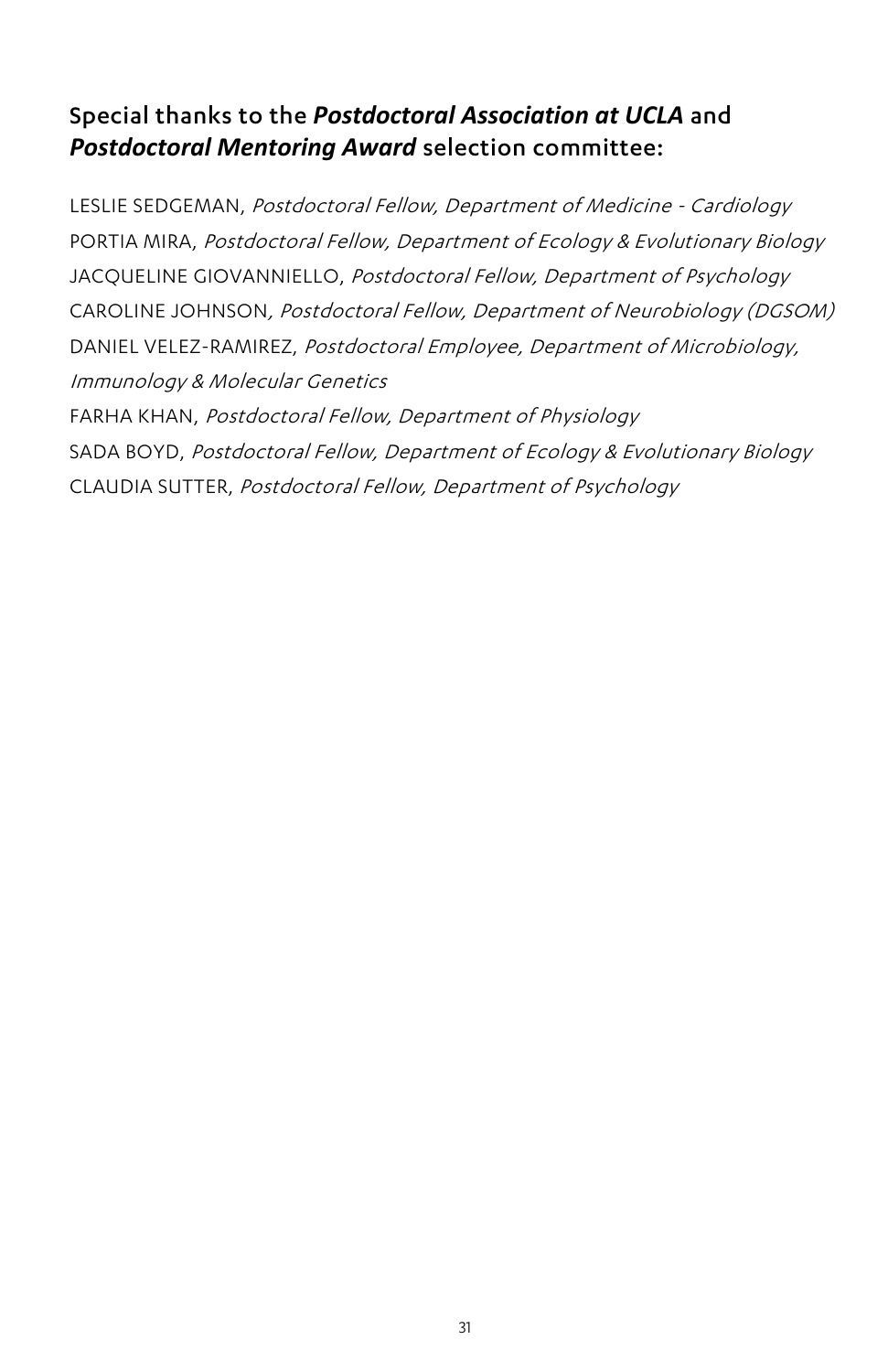## Special thanks to the ***Postdoctoral Association at UCLA*** and ***Postdoctoral Mentoring Award*** selection committee:

LESLIE SEDGEMAN, *Postdoctoral Fellow, Department of Medicine - Cardiology*
PORTIA MIRA, *Postdoctoral Fellow, Department of Ecology & Evolutionary Biology*
JACQUELINE GIOVANNIELLO, *Postdoctoral Fellow, Department of Psychology*
CAROLINE JOHNSON, *Postdoctoral Fellow, Department of Neurobiology (DGSOM)*
DANIEL VELEZ-RAMIREZ, *Postdoctoral Employee, Department of Microbiology, Immunology & Molecular Genetics*
FARHA KHAN, *Postdoctoral Fellow, Department of Physiology*
SADA BOYD, *Postdoctoral Fellow, Department of Ecology & Evolutionary Biology*
CLAUDIA SUTTER, *Postdoctoral Fellow, Department of Psychology*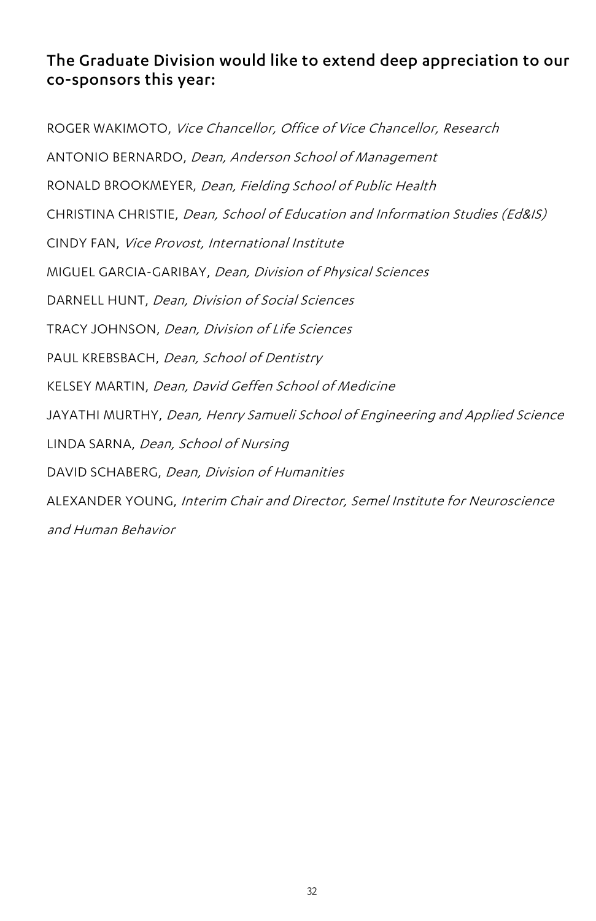## The Graduate Division would like to extend deep appreciation to our co-sponsors this year:

ROGER WAKIMOTO, *Vice Chancellor, Office of Vice Chancellor, Research*

ANTONIO BERNARDO, *Dean, Anderson School of Management*

RONALD BROOKMEYER, *Dean, Fielding School of Public Health*

CHRISTINA CHRISTIE, *Dean, School of Education and Information Studies (Ed&IS)*

CINDY FAN, *Vice Provost, International Institute*

MIGUEL GARCIA-GARIBAY, *Dean, Division of Physical Sciences*

DARNELL HUNT, *Dean, Division of Social Sciences*

TRACY JOHNSON, *Dean, Division of Life Sciences*

PAUL KREBSBACH, *Dean, School of Dentistry*

KELSEY MARTIN, *Dean, David Geffen School of Medicine*

JAYATHI MURTHY, *Dean, Henry Samueli School of Engineering and Applied Science*

LINDA SARNA, *Dean, School of Nursing*

DAVID SCHABERG, *Dean, Division of Humanities*

ALEXANDER YOUNG, *Interim Chair and Director, Semel Institute for Neuroscience and Human Behavior*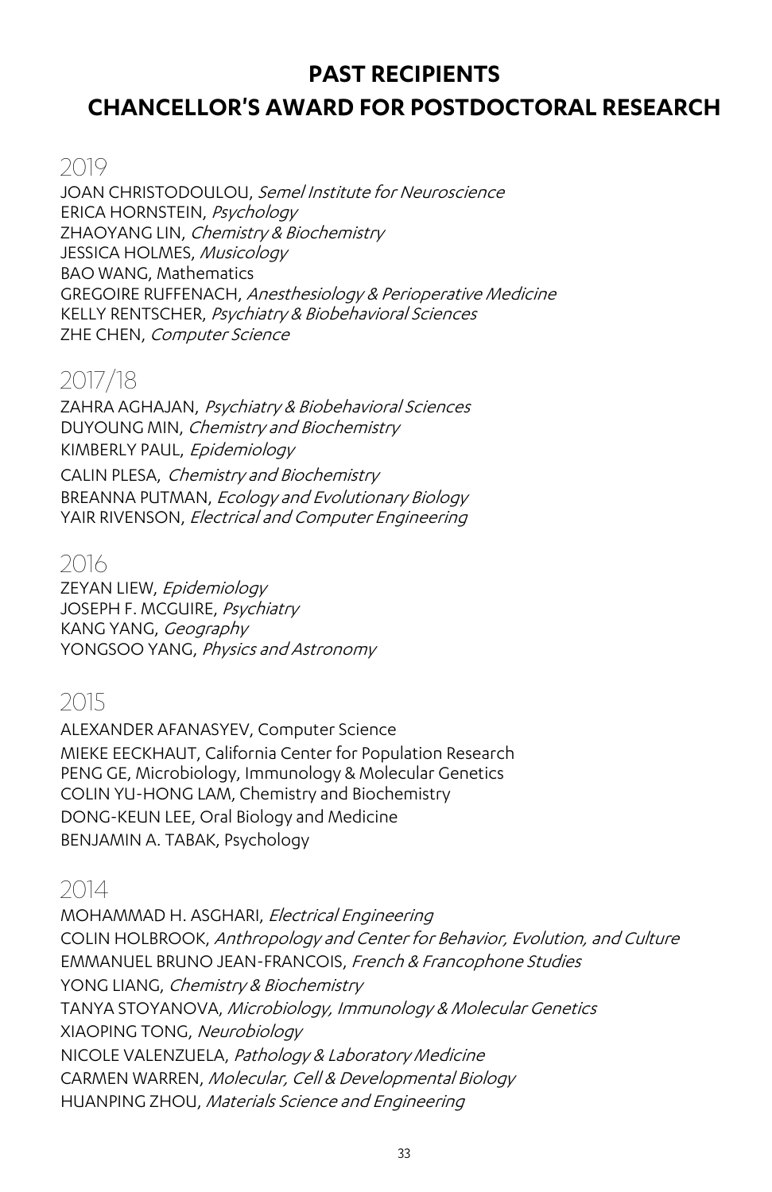# PAST RECIPIENTS
# CHANCELLOR'S AWARD FOR POSTDOCTORAL RESEARCH

## 2019

JOAN CHRISTODOULOU, *Semel Institute for Neuroscience*
ERICA HORNSTEIN, *Psychology*
ZHAOYANG LIN, *Chemistry & Biochemistry*
JESSICA HOLMES, *Musicology*
BAO WANG, Mathematics
GREGOIRE RUFFENACH, *Anesthesiology & Perioperative Medicine*
KELLY RENTSCHER, *Psychiatry & Biobehavioral Sciences*
ZHE CHEN, *Computer Science*

## 2017/18

ZAHRA AGHAJAN, *Psychiatry & Biobehavioral Sciences*
DUYOUNG MIN, *Chemistry and Biochemistry*
KIMBERLY PAUL, *Epidemiology*
CALIN PLESA, *Chemistry and Biochemistry*
BREANNA PUTMAN, *Ecology and Evolutionary Biology*
YAIR RIVENSON, *Electrical and Computer Engineering*

## 2016

ZEYAN LIEW, *Epidemiology*
JOSEPH F. MCGUIRE, *Psychiatry*
KANG YANG, *Geography*
YONGSOO YANG, *Physics and Astronomy*

## 2015

ALEXANDER AFANASYEV, Computer Science
MIEKE EECKHAUT, California Center for Population Research
PENG GE, Microbiology, Immunology & Molecular Genetics
COLIN YU-HONG LAM, Chemistry and Biochemistry
DONG-KEUN LEE, Oral Biology and Medicine
BENJAMIN A. TABAK, Psychology

## 2014

MOHAMMAD H. ASGHARI, *Electrical Engineering*
COLIN HOLBROOK, *Anthropology and Center for Behavior, Evolution, and Culture*
EMMANUEL BRUNO JEAN-FRANCOIS, *French & Francophone Studies*
YONG LIANG, *Chemistry & Biochemistry*
TANYA STOYANOVA, *Microbiology, Immunology & Molecular Genetics*
XIAOPING TONG, *Neurobiology*
NICOLE VALENZUELA, *Pathology & Laboratory Medicine*
CARMEN WARREN, *Molecular, Cell & Developmental Biology*
HUANPING ZHOU, *Materials Science and Engineering*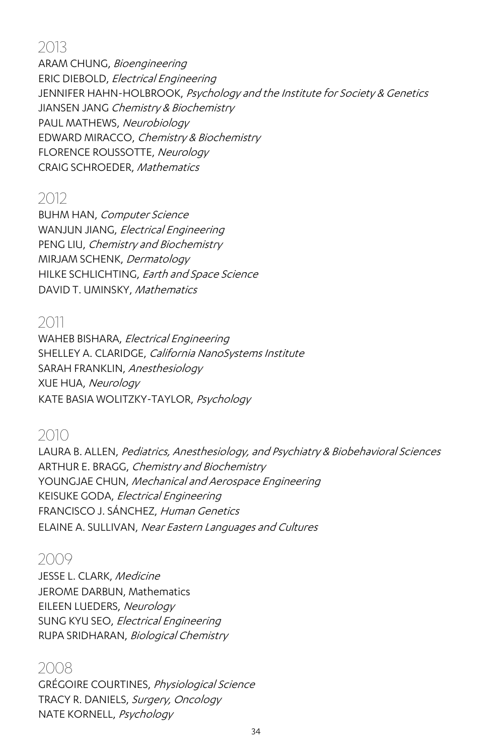## 2013

ARAM CHUNG, *Bioengineering*
ERIC DIEBOLD, *Electrical Engineering*
JENNIFER HAHN-HOLBROOK, *Psychology and the Institute for Society & Genetics*
JIANSEN JANG *Chemistry & Biochemistry*
PAUL MATHEWS, *Neurobiology*
EDWARD MIRACCO, *Chemistry & Biochemistry*
FLORENCE ROUSSOTTE, *Neurology*
CRAIG SCHROEDER, *Mathematics*

## 2012

BUHM HAN, *Computer Science*
WANJUN JIANG, *Electrical Engineering*
PENG LIU, *Chemistry and Biochemistry*
MIRJAM SCHENK, *Dermatology*
HILKE SCHLICHTING, *Earth and Space Science*
DAVID T. UMINSKY, *Mathematics*

## 2011

WAHEB BISHARA, *Electrical Engineering*
SHELLEY A. CLARIDGE, *California NanoSystems Institute*
SARAH FRANKLIN, *Anesthesiology*
XUE HUA, *Neurology*
KATE BASIA WOLITZKY-TAYLOR, *Psychology*

## 2010

LAURA B. ALLEN, *Pediatrics, Anesthesiology, and Psychiatry & Biobehavioral Sciences*
ARTHUR E. BRAGG, *Chemistry and Biochemistry*
YOUNGJAE CHUN, *Mechanical and Aerospace Engineering*
KEISUKE GODA, *Electrical Engineering*
FRANCISCO J. SÁNCHEZ, *Human Genetics*
ELAINE A. SULLIVAN, *Near Eastern Languages and Cultures*

## 2009

JESSE L. CLARK, *Medicine*
JEROME DARBUN, Mathematics
EILEEN LUEDERS, *Neurology*
SUNG KYU SEO, *Electrical Engineering*
RUPA SRIDHARAN, *Biological Chemistry*

## 2008

GRÉGOIRE COURTINES, *Physiological Science*
TRACY R. DANIELS, *Surgery, Oncology*
NATE KORNELL, *Psychology*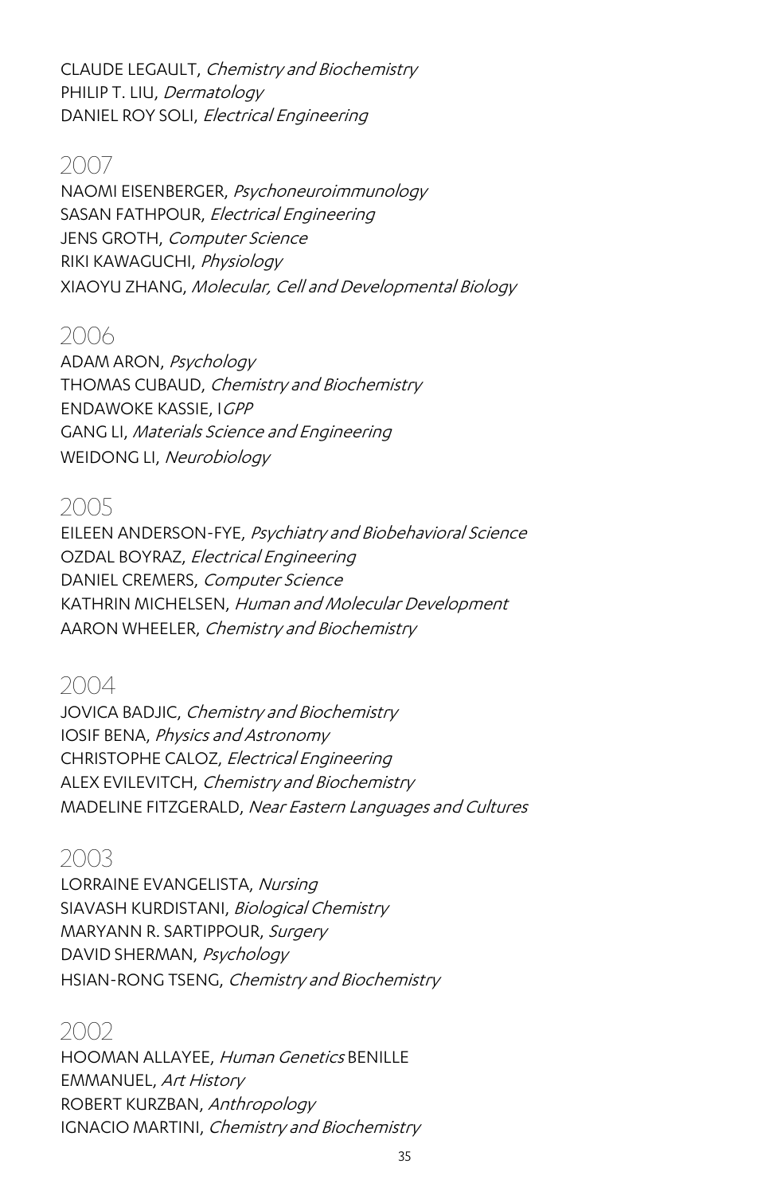CLAUDE LEGAULT, *Chemistry and Biochemistry*
PHILIP T. LIU, *Dermatology*
DANIEL ROY SOLI, *Electrical Engineering*

## 2007

NAOMI EISENBERGER, *Psychoneuroimmunology*
SASAN FATHPOUR, *Electrical Engineering*
JENS GROTH, *Computer Science*
RIKI KAWAGUCHI, *Physiology*
XIAOYU ZHANG, *Molecular, Cell and Developmental Biology*

## 2006

ADAM ARON, *Psychology*
THOMAS CUBAUD, *Chemistry and Biochemistry*
ENDAWOKE KASSIE, I*GPP*
GANG LI, *Materials Science and Engineering*
WEIDONG LI, *Neurobiology*

## 2005

EILEEN ANDERSON-FYE, *Psychiatry and Biobehavioral Science*
OZDAL BOYRAZ, *Electrical Engineering*
DANIEL CREMERS, *Computer Science*
KATHRIN MICHELSEN, *Human and Molecular Development*
AARON WHEELER, *Chemistry and Biochemistry*

## 2004

JOVICA BADJIC, *Chemistry and Biochemistry*
IOSIF BENA, *Physics and Astronomy*
CHRISTOPHE CALOZ, *Electrical Engineering*
ALEX EVILEVITCH, *Chemistry and Biochemistry*
MADELINE FITZGERALD, *Near Eastern Languages and Cultures*

## 2003

LORRAINE EVANGELISTA, *Nursing*
SIAVASH KURDISTANI, *Biological Chemistry*
MARYANN R. SARTIPPOUR, *Surgery*
DAVID SHERMAN, *Psychology*
HSIAN-RONG TSENG, *Chemistry and Biochemistry*

## 2002

HOOMAN ALLAYEE, *Human Genetics* BENILLE
EMMANUEL, *Art History*
ROBERT KURZBAN, *Anthropology*
IGNACIO MARTINI, *Chemistry and Biochemistry*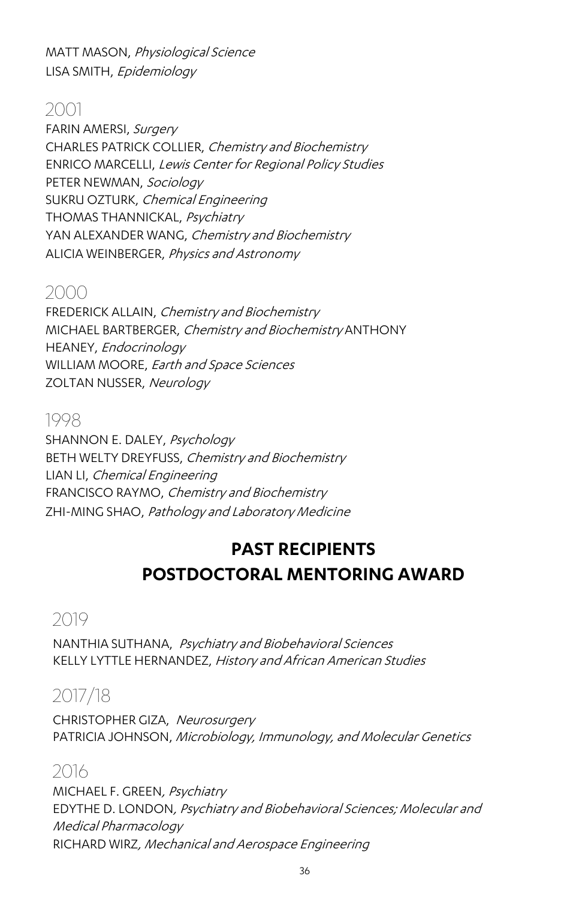MATT MASON, *Physiological Science*
LISA SMITH, *Epidemiology*

## 2001

FARIN AMERSI, *Surgery*
CHARLES PATRICK COLLIER, *Chemistry and Biochemistry*
ENRICO MARCELLI, *Lewis Center for Regional Policy Studies*
PETER NEWMAN, *Sociology*
SUKRU OZTURK, *Chemical Engineering*
THOMAS THANNICKAL, *Psychiatry*
YAN ALEXANDER WANG, *Chemistry and Biochemistry*
ALICIA WEINBERGER, *Physics and Astronomy*

## 2000

FREDERICK ALLAIN, *Chemistry and Biochemistry*
MICHAEL BARTBERGER, *Chemistry and Biochemistry* ANTHONY HEANEY, *Endocrinology*
WILLIAM MOORE, *Earth and Space Sciences*
ZOLTAN NUSSER, *Neurology*

## 1998

SHANNON E. DALEY, *Psychology*
BETH WELTY DREYFUSS, *Chemistry and Biochemistry*
LIAN LI, *Chemical Engineering*
FRANCISCO RAYMO, *Chemistry and Biochemistry*
ZHI-MING SHAO, *Pathology and Laboratory Medicine*

# PAST RECIPIENTS POSTDOCTORAL MENTORING AWARD

## 2019

NANTHIA SUTHANA, *Psychiatry and Biobehavioral Sciences*
KELLY LYTTLE HERNANDEZ, *History and African American Studies*

## 2017/18

CHRISTOPHER GIZA, *Neurosurgery*
PATRICIA JOHNSON, *Microbiology, Immunology, and Molecular Genetics*

## 2016

MICHAEL F. GREEN, *Psychiatry*
EDYTHE D. LONDON, *Psychiatry and Biobehavioral Sciences; Molecular and Medical Pharmacology*
RICHARD WIRZ, *Mechanical and Aerospace Engineering*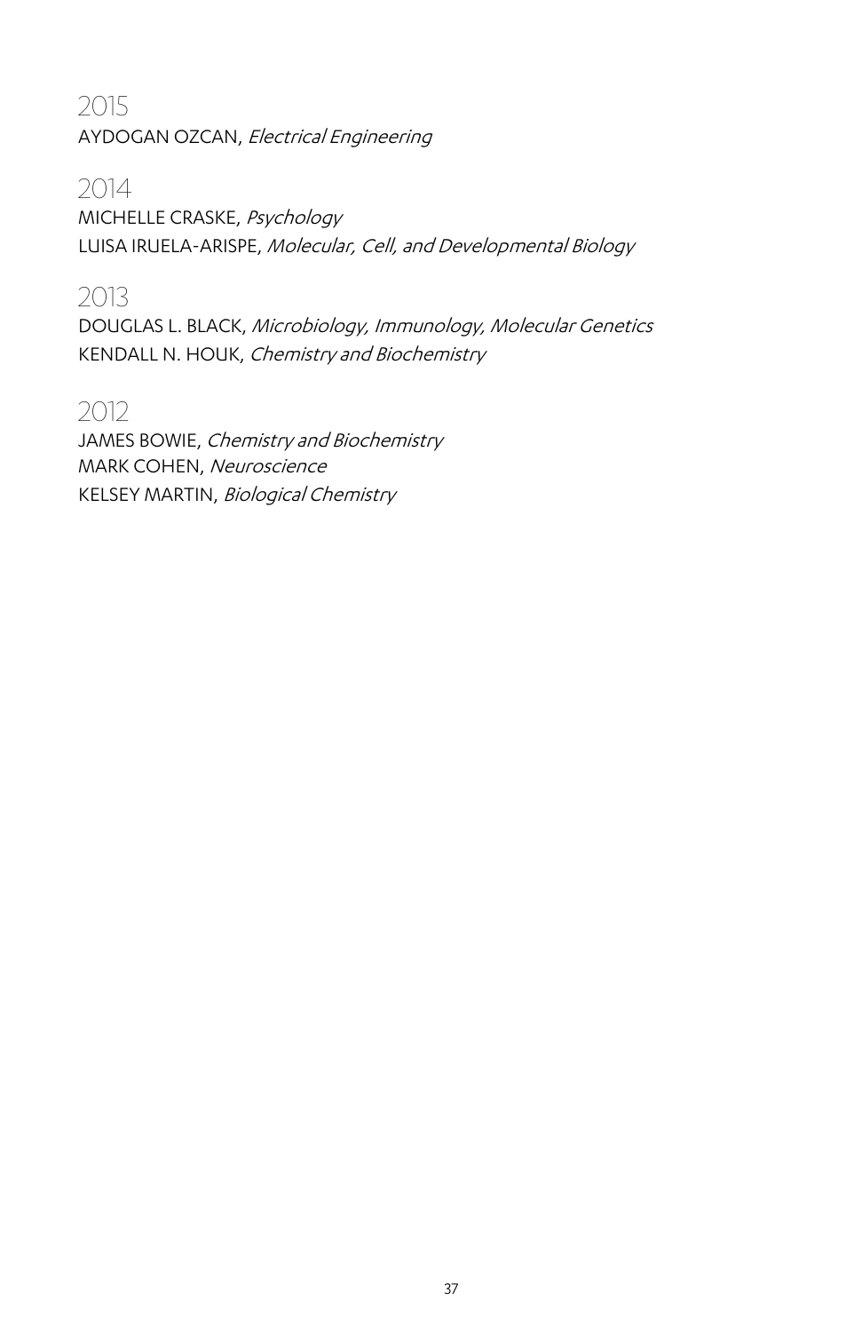## 2015

AYDOGAN OZCAN, *Electrical Engineering*

## 2014

MICHELLE CRASKE, *Psychology*
LUISA IRUELA-ARISPE, *Molecular, Cell, and Developmental Biology*

## 2013

DOUGLAS L. BLACK, *Microbiology, Immunology, Molecular Genetics*
KENDALL N. HOUK, *Chemistry and Biochemistry*

## 2012

JAMES BOWIE, *Chemistry and Biochemistry*
MARK COHEN, *Neuroscience*
KELSEY MARTIN, *Biological Chemistry*